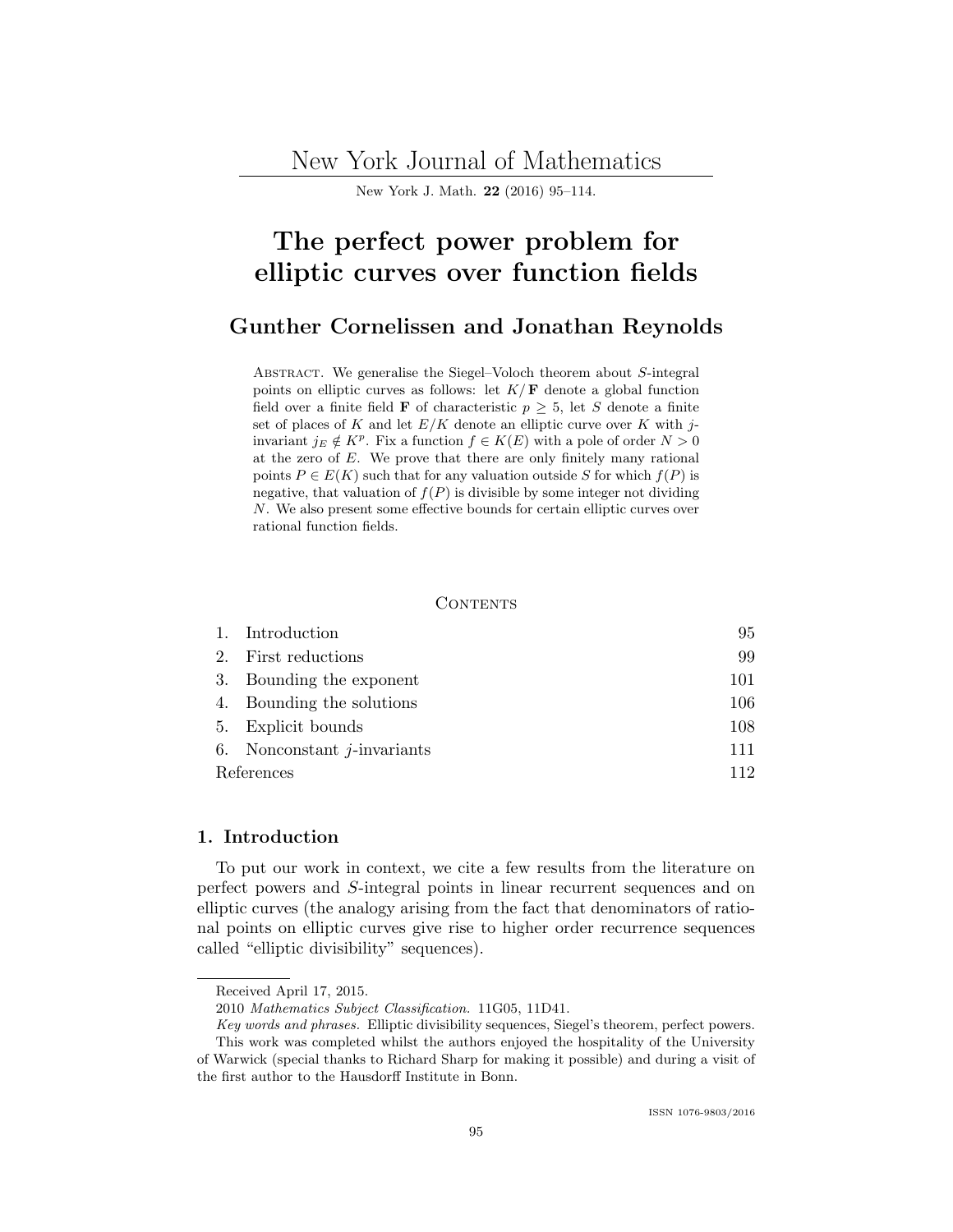# The perfect power problem for elliptic curves over function fields

## Gunther Cornelissen and Jonathan Reynolds

Abstract. We generalise the Siegel–Voloch theorem about $S$-integral points on elliptic curves as follows: let $K/\mathbf{F}$ denote a global function field over a finite field $\mathbf{F}$ of characteristic $p \geq 5$, let $S$ denote a finite set of places of $K$ and let $E/K$ denote an elliptic curve over $K$ with $j$-invariant $j_E \notin K^p$. Fix a function $f \in K(E)$ with a pole of order $N > 0$ at the zero of $E$. We prove that there are only finitely many rational points $P \in E(K)$ such that for any valuation outside $S$ for which $f(P)$ is negative, that valuation of $f(P)$ is divisible by some integer not dividing $N$. We also present some effective bounds for certain elliptic curves over rational function fields.

### Contents

| | | |
|---|---|---|
| 1. | Introduction | 95 |
| 2. | First reductions | 99 |
| 3. | Bounding the exponent | 101 |
| 4. | Bounding the solutions | 106 |
| 5. | Explicit bounds | 108 |
| 6. | Nonconstant $j$-invariants | 111 |
| | References | 112 |

## 1. Introduction

To put our work in context, we cite a few results from the literature on perfect powers and $S$-integral points in linear recurrent sequences and on elliptic curves (the analogy arising from the fact that denominators of rational points on elliptic curves give rise to higher order recurrence sequences called "elliptic divisibility" sequences).

Received April 17, 2015.

2010 *Mathematics Subject Classification.* 11G05, 11D41.

*Key words and phrases.* Elliptic divisibility sequences, Siegel's theorem, perfect powers.

This work was completed whilst the authors enjoyed the hospitality of the University of Warwick (special thanks to Richard Sharp for making it possible) and during a visit of the first author to the Hausdorff Institute in Bonn.

ISSN 1076-9803/2016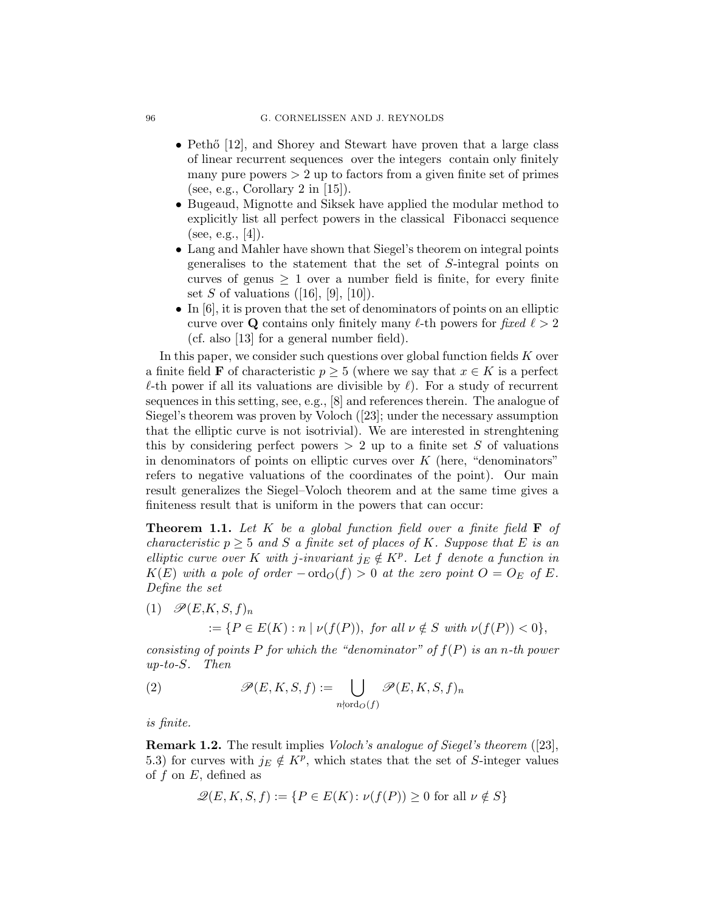- Pethő [12], and Shorey and Stewart have proven that a large class of linear recurrent sequences over the integers contain only finitely many pure powers $> 2$ up to factors from a given finite set of primes (see, e.g., Corollary 2 in [15]).
- Bugeaud, Mignotte and Siksek have applied the modular method to explicitly list all perfect powers in the classical Fibonacci sequence (see, e.g., [4]).
- Lang and Mahler have shown that Siegel's theorem on integral points generalises to the statement that the set of $S$-integral points on curves of genus $\geq 1$ over a number field is finite, for every finite set $S$ of valuations ([16], [9], [10]).
- In [6], it is proven that the set of denominators of points on an elliptic curve over $\mathbf{Q}$ contains only finitely many $\ell$-th powers for *fixed* $\ell > 2$ (cf. also [13] for a general number field).

In this paper, we consider such questions over global function fields $K$ over a finite field $\mathbf{F}$ of characteristic $p \geq 5$ (where we say that $x \in K$ is a perfect $\ell$-th power if all its valuations are divisible by $\ell$). For a study of recurrent sequences in this setting, see, e.g., [8] and references therein. The analogue of Siegel's theorem was proven by Voloch ([23]; under the necessary assumption that the elliptic curve is not isotrivial). We are interested in strenghtening this by considering perfect powers $> 2$ up to a finite set $S$ of valuations in denominators of points on elliptic curves over $K$ (here, "denominators" refers to negative valuations of the coordinates of the point). Our main result generalizes the Siegel–Voloch theorem and at the same time gives a finiteness result that is uniform in the powers that can occur:

**Theorem 1.1.** *Let $K$ be a global function field over a finite field $\mathbf{F}$ of characteristic $p \geq 5$ and $S$ a finite set of places of $K$. Suppose that $E$ is an elliptic curve over $K$ with $j$-invariant $j_E \notin K^p$. Let $f$ denote a function in $K(E)$ with a pole of order $-\operatorname{ord}_O(f) > 0$ at the zero point $O = O_E$ of $E$. Define the set*

$$(1) \quad \mathscr{P}(E,K,S,f)_n := \{P \in E(K) : n \mid \nu(f(P)),\ \text{for all } \nu \notin S \text{ with } \nu(f(P)) < 0\},$$

*consisting of points $P$ for which the "denominator" of $f(P)$ is an $n$-th power up-to-$S$. Then*

$$\mathscr{P}(E,K,S,f) := \bigcup_{n \nmid \operatorname{ord}_O(f)} \mathscr{P}(E,K,S,f)_n \tag{2}$$

*is finite.*

**Remark 1.2.** The result implies *Voloch's analogue of Siegel's theorem* ([23], 5.3) for curves with $j_E \notin K^p$, which states that the set of $S$-integer values of $f$ on $E$, defined as

$$\mathscr{Q}(E,K,S,f) := \{P \in E(K) \colon \nu(f(P)) \geq 0 \text{ for all } \nu \notin S\}$$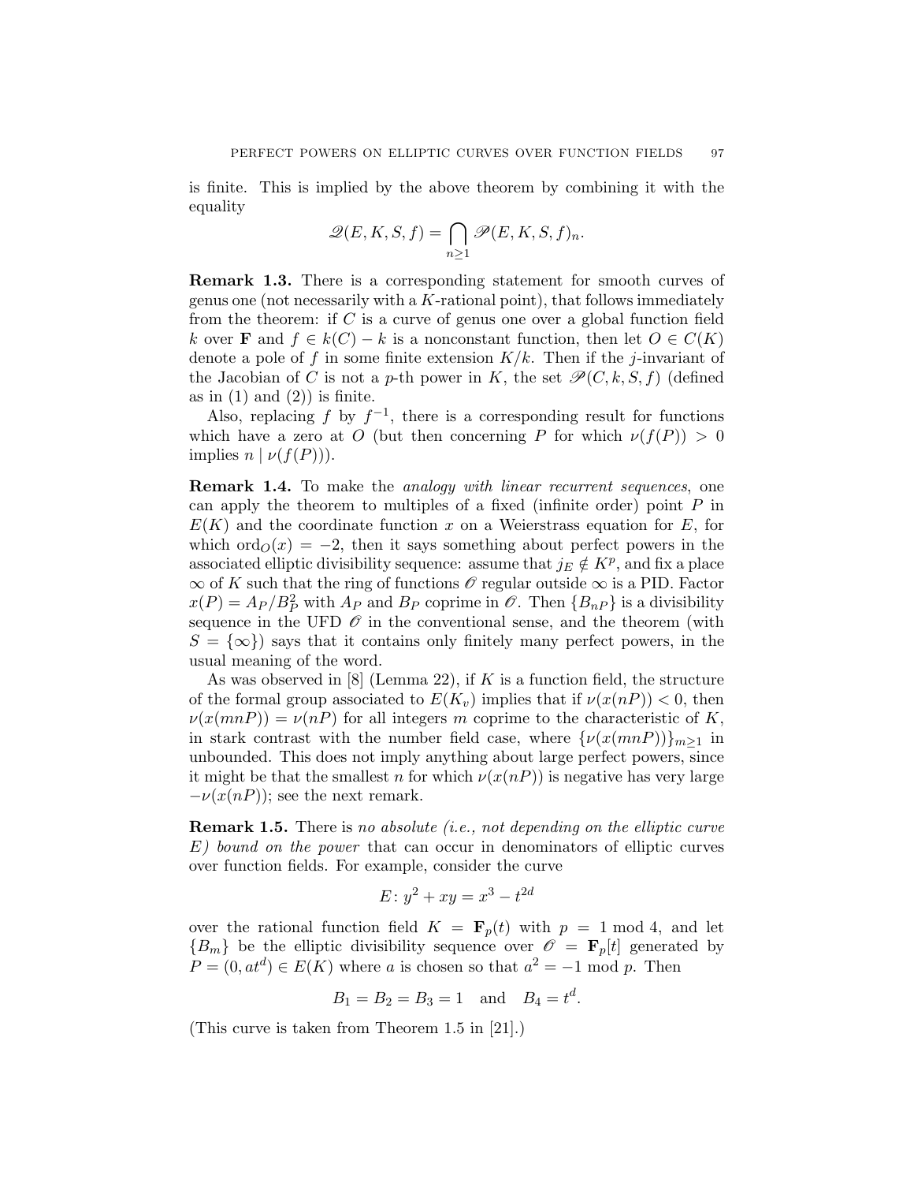is finite. This is implied by the above theorem by combining it with the equality

$$\mathscr{Q}(E, K, S, f) = \bigcap_{n \geq 1} \mathscr{P}(E, K, S, f)_n.$$

**Remark 1.3.** There is a corresponding statement for smooth curves of genus one (not necessarily with a $K$-rational point), that follows immediately from the theorem: if $C$ is a curve of genus one over a global function field $k$ over $\mathbf{F}$ and $f \in k(C) - k$ is a nonconstant function, then let $O \in C(K)$ denote a pole of $f$ in some finite extension $K/k$. Then if the $j$-invariant of the Jacobian of $C$ is not a $p$-th power in $K$, the set $\mathscr{P}(C, k, S, f)$ (defined as in (1) and (2)) is finite.

Also, replacing $f$ by $f^{-1}$, there is a corresponding result for functions which have a zero at $O$ (but then concerning $P$ for which $\nu(f(P)) > 0$ implies $n \mid \nu(f(P))$).

**Remark 1.4.** To make the *analogy with linear recurrent sequences*, one can apply the theorem to multiples of a fixed (infinite order) point $P$ in $E(K)$ and the coordinate function $x$ on a Weierstrass equation for $E$, for which $\text{ord}_O(x) = -2$, then it says something about perfect powers in the associated elliptic divisibility sequence: assume that $j_E \notin K^p$, and fix a place $\infty$ of $K$ such that the ring of functions $\mathscr{O}$ regular outside $\infty$ is a PID. Factor $x(P) = A_P/B_P^2$ with $A_P$ and $B_P$ coprime in $\mathscr{O}$. Then $\{B_{nP}\}$ is a divisibility sequence in the UFD $\mathscr{O}$ in the conventional sense, and the theorem (with $S = \{\infty\}$) says that it contains only finitely many perfect powers, in the usual meaning of the word.

As was observed in [8] (Lemma 22), if $K$ is a function field, the structure of the formal group associated to $E(K_v)$ implies that if $\nu(x(nP)) < 0$, then $\nu(x(mnP)) = \nu(nP)$ for all integers $m$ coprime to the characteristic of $K$, in stark contrast with the number field case, where $\{\nu(x(mnP))\}_{m \geq 1}$ in unbounded. This does not imply anything about large perfect powers, since it might be that the smallest $n$ for which $\nu(x(nP))$ is negative has very large $-\nu(x(nP))$; see the next remark.

**Remark 1.5.** There is *no absolute (i.e., not depending on the elliptic curve $E$) bound on the power* that can occur in denominators of elliptic curves over function fields. For example, consider the curve

$$E \colon y^2 + xy = x^3 - t^{2d}$$

over the rational function field $K = \mathbf{F}_p(t)$ with $p = 1 \bmod 4$, and let $\{B_m\}$ be the elliptic divisibility sequence over $\mathscr{O} = \mathbf{F}_p[t]$ generated by $P = (0, at^d) \in E(K)$ where $a$ is chosen so that $a^2 = -1 \bmod p$. Then

$$B_1 = B_2 = B_3 = 1 \quad \text{and} \quad B_4 = t^d.$$

(This curve is taken from Theorem 1.5 in [21].)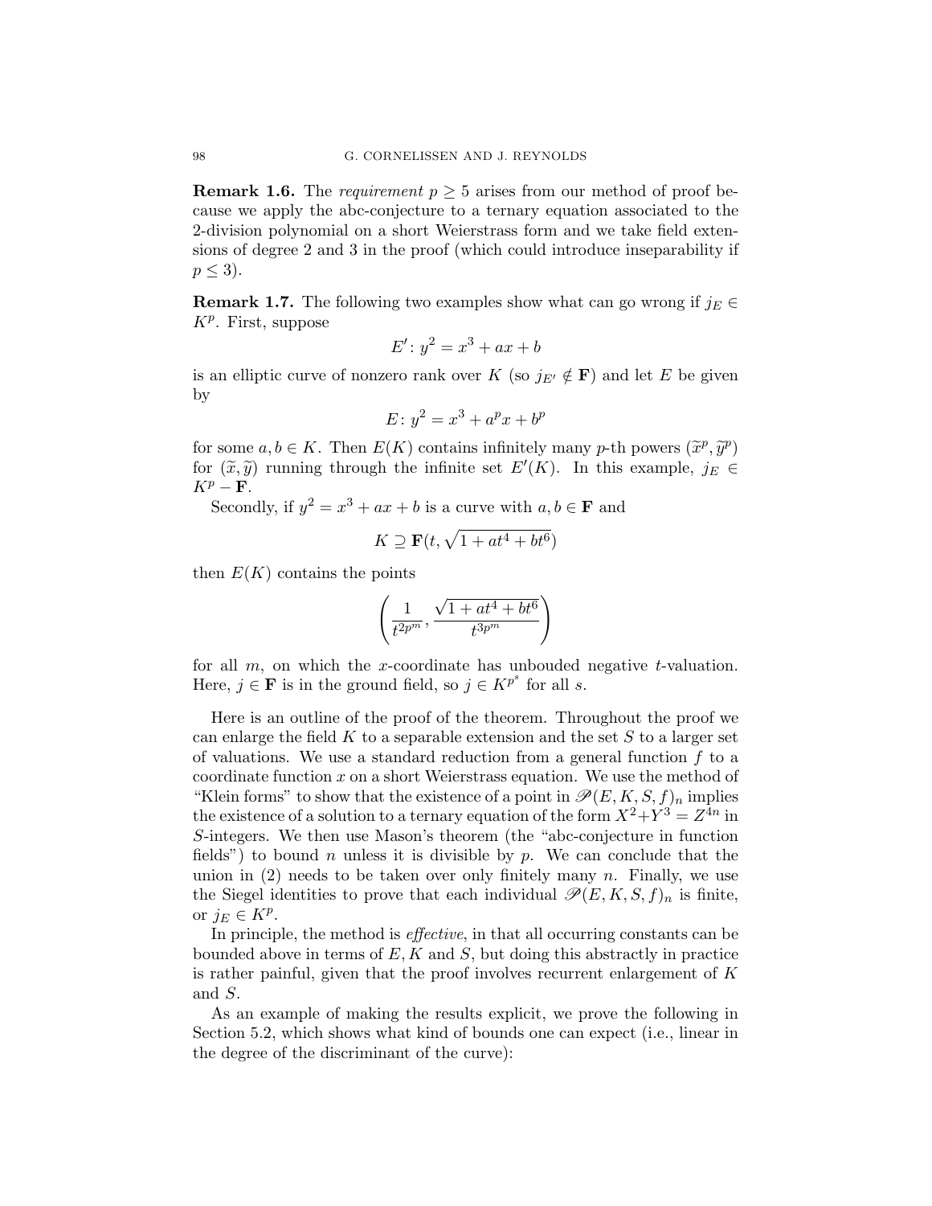**Remark 1.6.** The *requirement* $p \geq 5$ arises from our method of proof because we apply the abc-conjecture to a ternary equation associated to the 2-division polynomial on a short Weierstrass form and we take field extensions of degree 2 and 3 in the proof (which could introduce inseparability if $p \leq 3$).

**Remark 1.7.** The following two examples show what can go wrong if $j_E \in K^p$. First, suppose

$$E'\colon y^2 = x^3 + ax + b$$

is an elliptic curve of nonzero rank over $K$ (so $j_{E'} \notin \mathbf{F}$) and let $E$ be given by

$$E\colon y^2 = x^3 + a^p x + b^p$$

for some $a, b \in K$. Then $E(K)$ contains infinitely many $p$-th powers $(\widetilde{x}^p, \widetilde{y}^p)$ for $(\widetilde{x}, \widetilde{y})$ running through the infinite set $E'(K)$. In this example, $j_E \in K^p - \mathbf{F}$.

Secondly, if $y^2 = x^3 + ax + b$ is a curve with $a, b \in \mathbf{F}$ and

$$K \supseteq \mathbf{F}(t, \sqrt{1 + at^4 + bt^6})$$

then $E(K)$ contains the points

$$\left( \frac{1}{t^{2p^m}}, \frac{\sqrt{1 + at^4 + bt^6}}{t^{3p^m}} \right)$$

for all $m$, on which the $x$-coordinate has unbouded negative $t$-valuation. Here, $j \in \mathbf{F}$ is in the ground field, so $j \in K^{p^s}$ for all $s$.

Here is an outline of the proof of the theorem. Throughout the proof we can enlarge the field $K$ to a separable extension and the set $S$ to a larger set of valuations. We use a standard reduction from a general function $f$ to a coordinate function $x$ on a short Weierstrass equation. We use the method of "Klein forms" to show that the existence of a point in $\mathscr{P}(E, K, S, f)_n$ implies the existence of a solution to a ternary equation of the form $X^2 + Y^3 = Z^{4n}$ in $S$-integers. We then use Mason's theorem (the "abc-conjecture in function fields") to bound $n$ unless it is divisible by $p$. We can conclude that the union in (2) needs to be taken over only finitely many $n$. Finally, we use the Siegel identities to prove that each individual $\mathscr{P}(E, K, S, f)_n$ is finite, or $j_E \in K^p$.

In principle, the method is *effective*, in that all occurring constants can be bounded above in terms of $E, K$ and $S$, but doing this abstractly in practice is rather painful, given that the proof involves recurrent enlargement of $K$ and $S$.

As an example of making the results explicit, we prove the following in Section 5.2, which shows what kind of bounds one can expect (i.e., linear in the degree of the discriminant of the curve):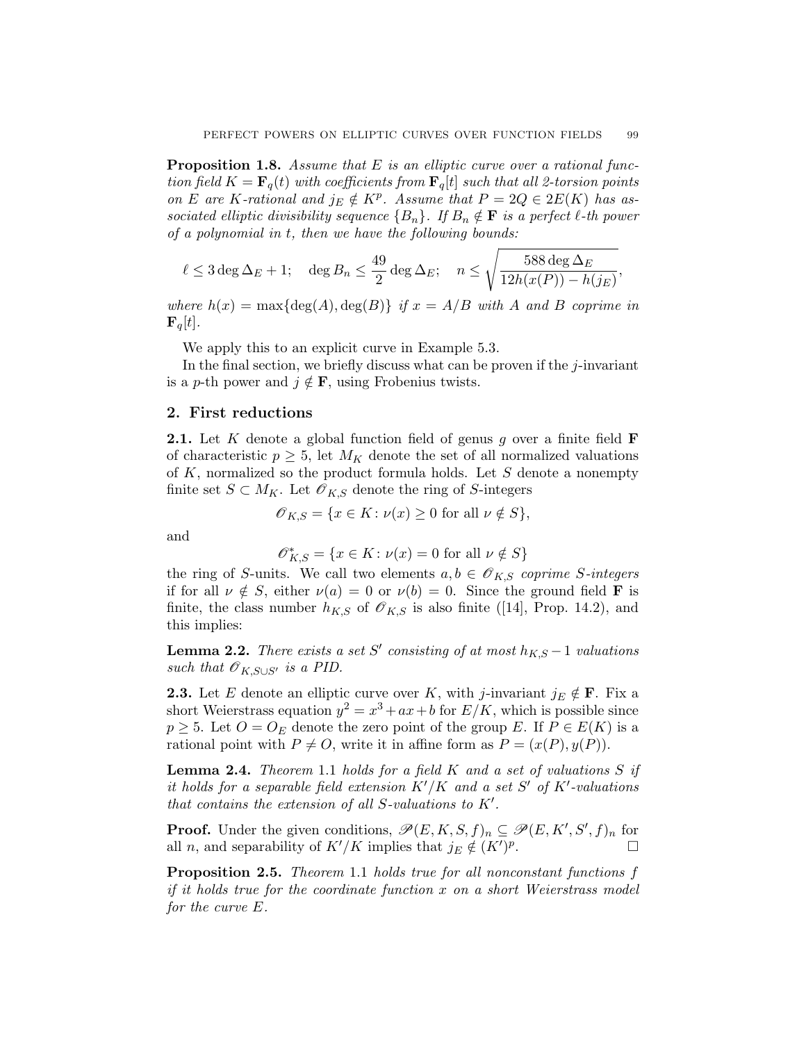**Proposition 1.8.** *Assume that $E$ is an elliptic curve over a rational function field $K = \mathbf{F}_q(t)$ with coefficients from $\mathbf{F}_q[t]$ such that all 2-torsion points on $E$ are $K$-rational and $j_E \notin K^p$. Assume that $P = 2Q \in 2E(K)$ has associated elliptic divisibility sequence $\{B_n\}$. If $B_n \notin \mathbf{F}$ is a perfect $\ell$-th power of a polynomial in $t$, then we have the following bounds:*

$$\ell \leq 3 \deg \Delta_E + 1; \quad \deg B_n \leq \frac{49}{2} \deg \Delta_E; \quad n \leq \sqrt{\frac{588 \deg \Delta_E}{12h(x(P)) - h(j_E)}},$$

*where $h(x) = \max\{\deg(A), \deg(B)\}$ if $x = A/B$ with $A$ and $B$ coprime in $\mathbf{F}_q[t]$.*

We apply this to an explicit curve in Example 5.3.

In the final section, we briefly discuss what can be proven if the $j$-invariant is a $p$-th power and $j \notin \mathbf{F}$, using Frobenius twists.

## 2. First reductions

**2.1.** Let $K$ denote a global function field of genus $g$ over a finite field $\mathbf{F}$ of characteristic $p \geq 5$, let $M_K$ denote the set of all normalized valuations of $K$, normalized so the product formula holds. Let $S$ denote a nonempty finite set $S \subset M_K$. Let $\mathscr{O}_{K,S}$ denote the ring of $S$-integers

$$\mathscr{O}_{K,S} = \{x \in K : \nu(x) \geq 0 \text{ for all } \nu \notin S\},$$

and

$$\mathscr{O}_{K,S}^* = \{x \in K : \nu(x) = 0 \text{ for all } \nu \notin S\}$$

the ring of $S$-units. We call two elements $a, b \in \mathscr{O}_{K,S}$ *coprime $S$-integers* if for all $\nu \notin S$, either $\nu(a) = 0$ or $\nu(b) = 0$. Since the ground field $\mathbf{F}$ is finite, the class number $h_{K,S}$ of $\mathscr{O}_{K,S}$ is also finite ([14], Prop. 14.2), and this implies:

**Lemma 2.2.** *There exists a set $S'$ consisting of at most $h_{K,S} - 1$ valuations such that $\mathscr{O}_{K,S \cup S'}$ is a PID.*

**2.3.** Let $E$ denote an elliptic curve over $K$, with $j$-invariant $j_E \notin \mathbf{F}$. Fix a short Weierstrass equation $y^2 = x^3 + ax + b$ for $E/K$, which is possible since $p \geq 5$. Let $O = O_E$ denote the zero point of the group $E$. If $P \in E(K)$ is a rational point with $P \neq O$, write it in affine form as $P = (x(P), y(P))$.

**Lemma 2.4.** *Theorem 1.1 holds for a field $K$ and a set of valuations $S$ if it holds for a separable field extension $K'/K$ and a set $S'$ of $K'$-valuations that contains the extension of all $S$-valuations to $K'$.*

**Proof.** Under the given conditions, $\mathscr{P}(E, K, S, f)_n \subseteq \mathscr{P}(E, K', S', f)_n$ for all $n$, and separability of $K'/K$ implies that $j_E \notin (K')^p$. $\square$

**Proposition 2.5.** *Theorem 1.1 holds true for all nonconstant functions $f$ if it holds true for the coordinate function $x$ on a short Weierstrass model for the curve $E$.*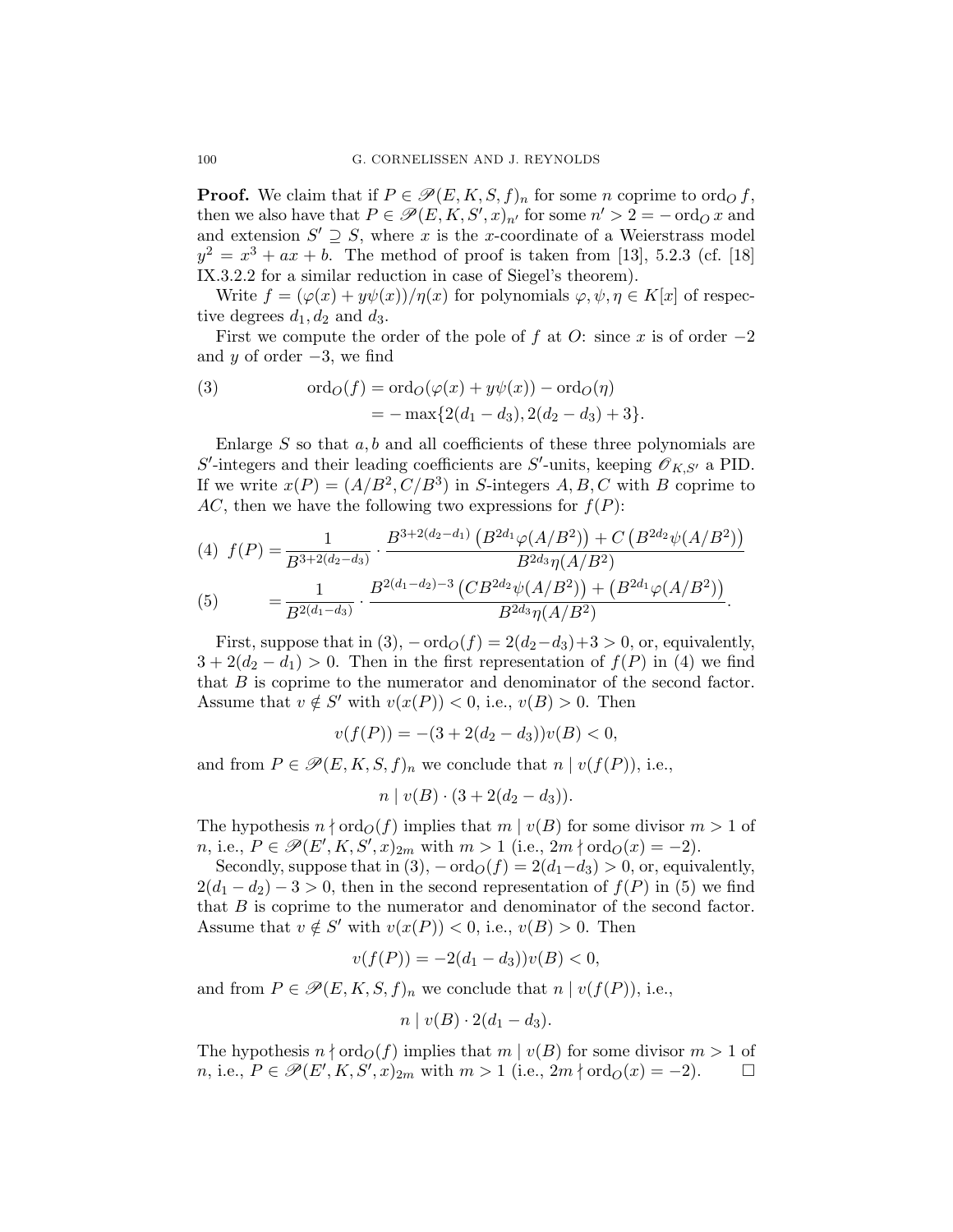**Proof.** We claim that if $P \in \mathscr{P}(E,K,S,f)_n$ for some $n$ coprime to $\mathrm{ord}_O f$, then we also have that $P \in \mathscr{P}(E,K,S',x)_{n'}$ for some $n' > 2 = -\mathrm{ord}_O x$ and and extension $S' \supseteq S$, where $x$ is the $x$-coordinate of a Weierstrass model $y^2 = x^3 + ax + b$. The method of proof is taken from [13], 5.2.3 (cf. [18] IX.3.2.2 for a similar reduction in case of Siegel's theorem).

Write $f = (\varphi(x) + y\psi(x))/\eta(x)$ for polynomials $\varphi, \psi, \eta \in K[x]$ of respective degrees $d_1, d_2$ and $d_3$.

First we compute the order of the pole of $f$ at $O$: since $x$ is of order $-2$ and $y$ of order $-3$, we find

$$
\begin{aligned}
\mathrm{ord}_O(f) &= \mathrm{ord}_O(\varphi(x) + y\psi(x)) - \mathrm{ord}_O(\eta) \\
&= -\max\{2(d_1 - d_3), 2(d_2 - d_3) + 3\}.
\end{aligned} \tag{3}
$$

Enlarge $S$ so that $a, b$ and all coefficients of these three polynomials are $S'$-integers and their leading coefficients are $S'$-units, keeping $\mathscr{O}_{K,S'}$ a PID. If we write $x(P) = (A/B^2, C/B^3)$ in $S$-integers $A, B, C$ with $B$ coprime to $AC$, then we have the following two expressions for $f(P)$:

$$
f(P) = \frac{1}{B^{3+2(d_2-d_3)}} \cdot \frac{B^{3+2(d_2-d_1)}\left(B^{2d_1}\varphi(A/B^2)\right) + C\left(B^{2d_2}\psi(A/B^2)\right)}{B^{2d_3}\eta(A/B^2)} \tag{4}
$$

$$
= \frac{1}{B^{2(d_1-d_3)}} \cdot \frac{B^{2(d_1-d_2)-3}\left(CB^{2d_2}\psi(A/B^2)\right) + \left(B^{2d_1}\varphi(A/B^2)\right)}{B^{2d_3}\eta(A/B^2)}. \tag{5}
$$

First, suppose that in (3), $-\mathrm{ord}_O(f) = 2(d_2 - d_3) + 3 > 0$, or, equivalently, $3 + 2(d_2 - d_1) > 0$. Then in the first representation of $f(P)$ in (4) we find that $B$ is coprime to the numerator and denominator of the second factor. Assume that $v \notin S'$ with $v(x(P)) < 0$, i.e., $v(B) > 0$. Then

$$
v(f(P)) = -(3 + 2(d_2 - d_3))v(B) < 0,
$$

and from $P \in \mathscr{P}(E,K,S,f)_n$ we conclude that $n \mid v(f(P))$, i.e.,

$$
n \mid v(B) \cdot (3 + 2(d_2 - d_3)).
$$

The hypothesis $n \nmid \mathrm{ord}_O(f)$ implies that $m \mid v(B)$ for some divisor $m > 1$ of $n$, i.e., $P \in \mathscr{P}(E',K,S',x)_{2m}$ with $m > 1$ (i.e., $2m \nmid \mathrm{ord}_O(x) = -2$).

Secondly, suppose that in (3), $-\mathrm{ord}_O(f) = 2(d_1 - d_3) > 0$, or, equivalently, $2(d_1 - d_2) - 3 > 0$, then in the second representation of $f(P)$ in (5) we find that $B$ is coprime to the numerator and denominator of the second factor. Assume that $v \notin S'$ with $v(x(P)) < 0$, i.e., $v(B) > 0$. Then

$$
v(f(P)) = -2(d_1 - d_3))v(B) < 0,
$$

and from $P \in \mathscr{P}(E,K,S,f)_n$ we conclude that $n \mid v(f(P))$, i.e.,

$$
n \mid v(B) \cdot 2(d_1 - d_3).
$$

The hypothesis $n \nmid \mathrm{ord}_O(f)$ implies that $m \mid v(B)$ for some divisor $m > 1$ of $n$, i.e., $P \in \mathscr{P}(E',K,S',x)_{2m}$ with $m > 1$ (i.e., $2m \nmid \mathrm{ord}_O(x) = -2$). $\square$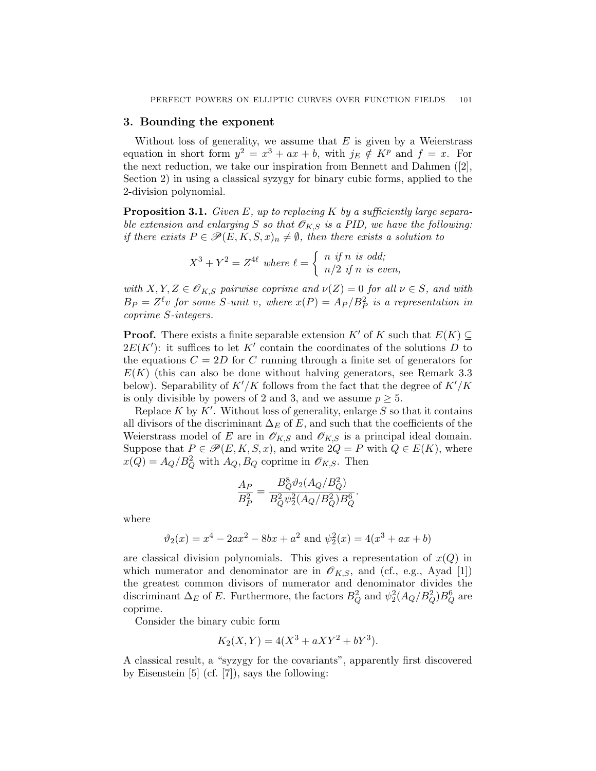## 3. Bounding the exponent

Without loss of generality, we assume that $E$ is given by a Weierstrass equation in short form $y^2 = x^3 + ax + b$, with $j_E \notin K^p$ and $f = x$. For the next reduction, we take our inspiration from Bennett and Dahmen ([2], Section 2) in using a classical syzygy for binary cubic forms, applied to the 2-division polynomial.

**Proposition 3.1.** *Given $E$, up to replacing $K$ by a sufficiently large separable extension and enlarging $S$ so that $\mathscr{O}_{K,S}$ is a PID, we have the following: if there exists $P \in \mathscr{P}(E, K, S, x)_n \neq \emptyset$, then there exists a solution to*

$$X^3 + Y^2 = Z^{4\ell} \text{ where } \ell = \begin{cases} n \text{ if } n \text{ is odd;} \\ n/2 \text{ if } n \text{ is even,} \end{cases}$$

*with $X, Y, Z \in \mathscr{O}_{K,S}$ pairwise coprime and $\nu(Z) = 0$ for all $\nu \in S$, and with $B_P = Z^\ell v$ for some $S$-unit $v$, where $x(P) = A_P/B_P^2$ is a representation in coprime $S$-integers.*

**Proof.** There exists a finite separable extension $K'$ of $K$ such that $E(K) \subseteq 2E(K')$: it suffices to let $K'$ contain the coordinates of the solutions $D$ to the equations $C = 2D$ for $C$ running through a finite set of generators for $E(K)$ (this can also be done without halving generators, see Remark 3.3 below). Separability of $K'/K$ follows from the fact that the degree of $K'/K$ is only divisible by powers of 2 and 3, and we assume $p \geq 5$.

Replace $K$ by $K'$. Without loss of generality, enlarge $S$ so that it contains all divisors of the discriminant $\Delta_E$ of $E$, and such that the coefficients of the Weierstrass model of $E$ are in $\mathscr{O}_{K,S}$ and $\mathscr{O}_{K,S}$ is a principal ideal domain. Suppose that $P \in \mathscr{P}(E, K, S, x)$, and write $2Q = P$ with $Q \in E(K)$, where $x(Q) = A_Q/B_Q^2$ with $A_Q, B_Q$ coprime in $\mathscr{O}_{K,S}$. Then

$$\frac{A_P}{B_P^2} = \frac{B_Q^8 \vartheta_2(A_Q/B_Q^2)}{B_Q^2 \psi_2^2(A_Q/B_Q^2) B_Q^6}.$$

where

$$\vartheta_2(x) = x^4 - 2ax^2 - 8bx + a^2 \text{ and } \psi_2^2(x) = 4(x^3 + ax + b)$$

are classical division polynomials. This gives a representation of $x(Q)$ in which numerator and denominator are in $\mathscr{O}_{K,S}$, and (cf., e.g., Ayad [1]) the greatest common divisors of numerator and denominator divides the discriminant $\Delta_E$ of $E$. Furthermore, the factors $B_Q^2$ and $\psi_2^2(A_Q/B_Q^2)B_Q^6$ are coprime.

Consider the binary cubic form

$$K_2(X, Y) = 4(X^3 + aXY^2 + bY^3).$$

A classical result, a "syzygy for the covariants", apparently first discovered by Eisenstein [5] (cf. [7]), says the following: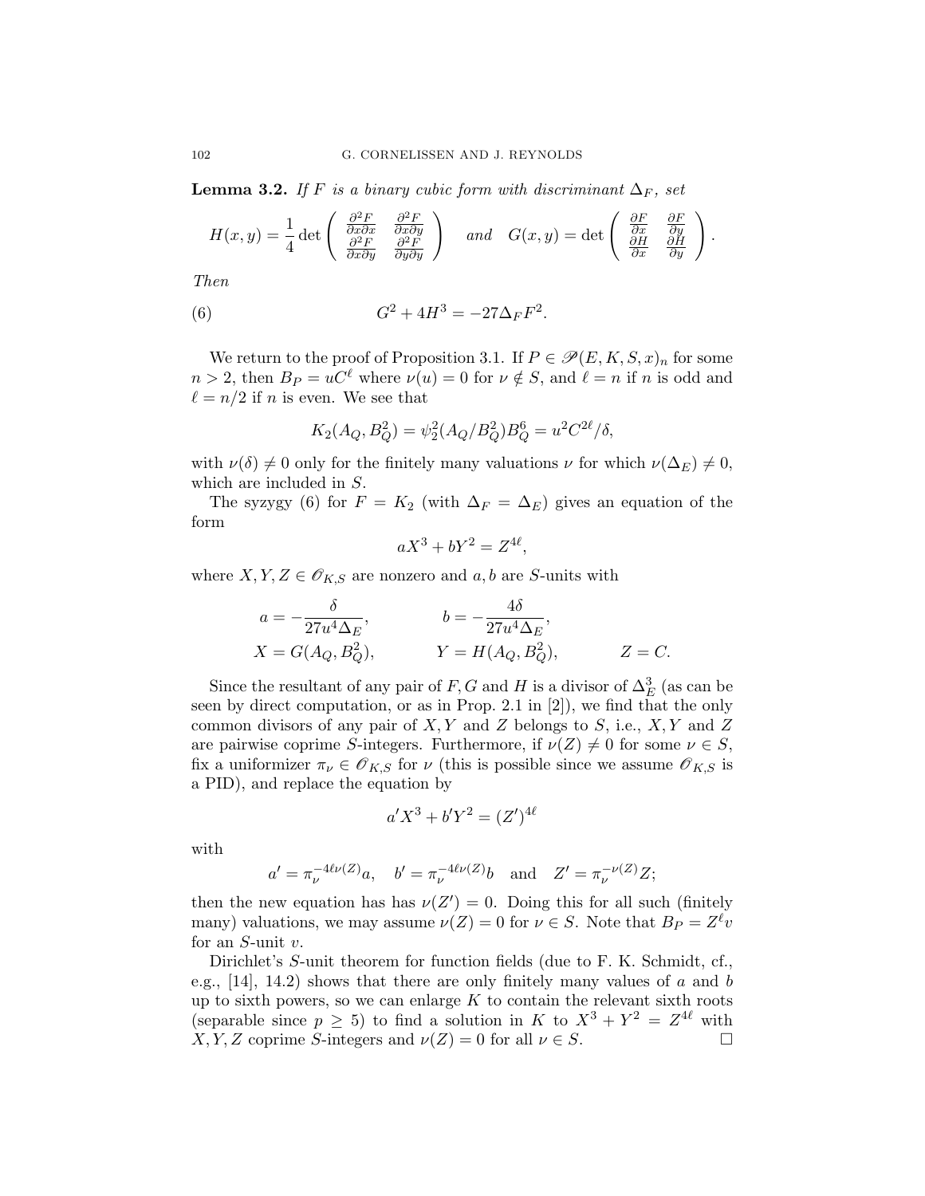**Lemma 3.2.** *If $F$ is a binary cubic form with discriminant $\Delta_F$, set*

$$H(x,y) = \frac{1}{4}\det\begin{pmatrix} \frac{\partial^2 F}{\partial x \partial x} & \frac{\partial^2 F}{\partial x \partial y} \\ \frac{\partial^2 F}{\partial x \partial y} & \frac{\partial^2 F}{\partial y \partial y} \end{pmatrix} \quad \text{and} \quad G(x,y) = \det\begin{pmatrix} \frac{\partial F}{\partial x} & \frac{\partial F}{\partial y} \\ \frac{\partial H}{\partial x} & \frac{\partial H}{\partial y} \end{pmatrix}.$$

*Then*

$$G^2 + 4H^3 = -27\Delta_F F^2. \tag{6}$$

We return to the proof of Proposition 3.1. If $P \in \mathscr{P}(E, K, S, x)_n$ for some $n > 2$, then $B_P = uC^\ell$ where $\nu(u) = 0$ for $\nu \notin S$, and $\ell = n$ if $n$ is odd and $\ell = n/2$ if $n$ is even. We see that

$$K_2(A_Q, B_Q^2) = \psi_2^2(A_Q/B_Q^2)B_Q^6 = u^2 C^{2\ell}/\delta,$$

with $\nu(\delta) \neq 0$ only for the finitely many valuations $\nu$ for which $\nu(\Delta_E) \neq 0$, which are included in $S$.

The syzygy (6) for $F = K_2$ (with $\Delta_F = \Delta_E$) gives an equation of the form

$$aX^3 + bY^2 = Z^{4\ell},$$

where $X, Y, Z \in \mathscr{O}_{K,S}$ are nonzero and $a, b$ are $S$-units with

$$\begin{aligned} a &= -\frac{\delta}{27u^4\Delta_E}, & b &= -\frac{4\delta}{27u^4\Delta_E}, & \\ X &= G(A_Q, B_Q^2), & Y &= H(A_Q, B_Q^2), & Z &= C. \end{aligned}$$

Since the resultant of any pair of $F, G$ and $H$ is a divisor of $\Delta_E^3$ (as can be seen by direct computation, or as in Prop. 2.1 in [2]), we find that the only common divisors of any pair of $X, Y$ and $Z$ belongs to $S$, i.e., $X, Y$ and $Z$ are pairwise coprime $S$-integers. Furthermore, if $\nu(Z) \neq 0$ for some $\nu \in S$, fix a uniformizer $\pi_\nu \in \mathscr{O}_{K,S}$ for $\nu$ (this is possible since we assume $\mathscr{O}_{K,S}$ is a PID), and replace the equation by

$$a'X^3 + b'Y^2 = (Z')^{4\ell}$$

with

$$a' = \pi_\nu^{-4\ell\nu(Z)}a, \quad b' = \pi_\nu^{-4\ell\nu(Z)}b \quad \text{and} \quad Z' = \pi_\nu^{-\nu(Z)}Z;$$

then the new equation has has $\nu(Z') = 0$. Doing this for all such (finitely many) valuations, we may assume $\nu(Z) = 0$ for $\nu \in S$. Note that $B_P = Z^\ell v$ for an $S$-unit $v$.

Dirichlet's $S$-unit theorem for function fields (due to F. K. Schmidt, cf., e.g., [14], 14.2) shows that there are only finitely many values of $a$ and $b$ up to sixth powers, so we can enlarge $K$ to contain the relevant sixth roots (separable since $p \geq 5$) to find a solution in $K$ to $X^3 + Y^2 = Z^{4\ell}$ with $X, Y, Z$ coprime $S$-integers and $\nu(Z) = 0$ for all $\nu \in S$. $\square$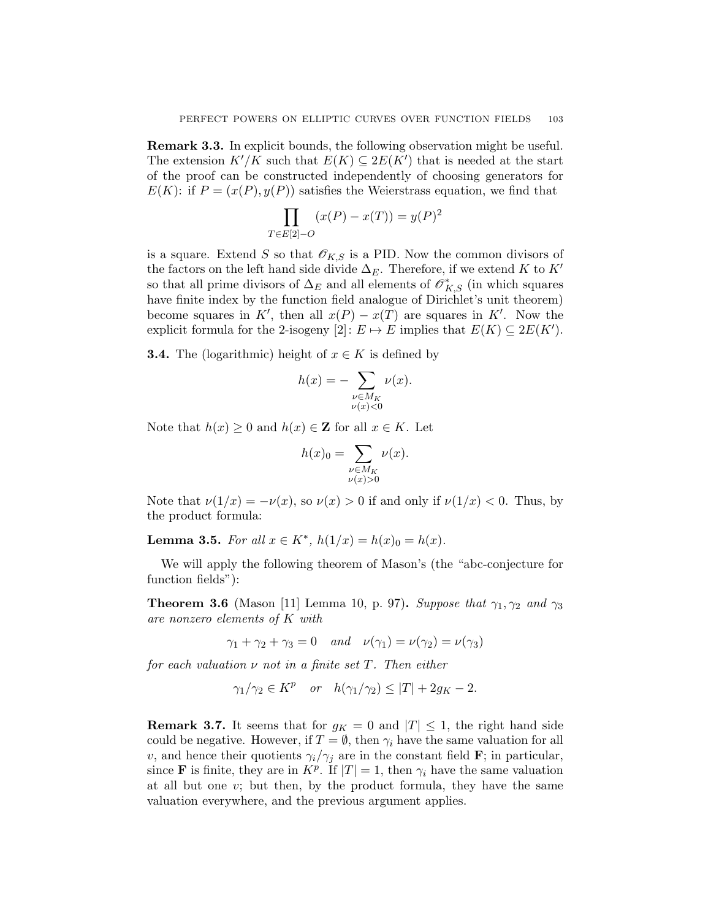**Remark 3.3.** In explicit bounds, the following observation might be useful. The extension $K'/K$ such that $E(K) \subseteq 2E(K')$ that is needed at the start of the proof can be constructed independently of choosing generators for $E(K)$: if $P = (x(P), y(P))$ satisfies the Weierstrass equation, we find that

$$\prod_{T \in E[2]-O} (x(P) - x(T)) = y(P)^2$$

is a square. Extend $S$ so that $\mathscr{O}_{K,S}$ is a PID. Now the common divisors of the factors on the left hand side divide $\Delta_E$. Therefore, if we extend $K$ to $K'$ so that all prime divisors of $\Delta_E$ and all elements of $\mathscr{O}^*_{K,S}$ (in which squares have finite index by the function field analogue of Dirichlet's unit theorem) become squares in $K'$, then all $x(P) - x(T)$ are squares in $K'$. Now the explicit formula for the 2-isogeny $[2] \colon E \mapsto E$ implies that $E(K) \subseteq 2E(K')$.

**3.4.** The (logarithmic) height of $x \in K$ is defined by

$$h(x) = -\sum_{\substack{\nu \in M_K \\ \nu(x) < 0}} \nu(x).$$

Note that $h(x) \geq 0$ and $h(x) \in \mathbf{Z}$ for all $x \in K$. Let

$$h(x)_0 = \sum_{\substack{\nu \in M_K \\ \nu(x) > 0}} \nu(x).$$

Note that $\nu(1/x) = -\nu(x)$, so $\nu(x) > 0$ if and only if $\nu(1/x) < 0$. Thus, by the product formula:

**Lemma 3.5.** *For all $x \in K^*$, $h(1/x) = h(x)_0 = h(x)$.*

We will apply the following theorem of Mason's (the "abc-conjecture for function fields"):

**Theorem 3.6** (Mason [11] Lemma 10, p. 97)**.** *Suppose that $\gamma_1, \gamma_2$ and $\gamma_3$ are nonzero elements of $K$ with*

$$\gamma_1 + \gamma_2 + \gamma_3 = 0 \quad \textit{and} \quad \nu(\gamma_1) = \nu(\gamma_2) = \nu(\gamma_3)$$

*for each valuation $\nu$ not in a finite set $T$. Then either*

$$\gamma_1/\gamma_2 \in K^p \quad \textit{or} \quad h(\gamma_1/\gamma_2) \leq |T| + 2g_K - 2.$$

**Remark 3.7.** It seems that for $g_K = 0$ and $|T| \leq 1$, the right hand side could be negative. However, if $T = \emptyset$, then $\gamma_i$ have the same valuation for all $v$, and hence their quotients $\gamma_i/\gamma_j$ are in the constant field $\mathbf{F}$; in particular, since $\mathbf{F}$ is finite, they are in $K^p$. If $|T| = 1$, then $\gamma_i$ have the same valuation at all but one $v$; but then, by the product formula, they have the same valuation everywhere, and the previous argument applies.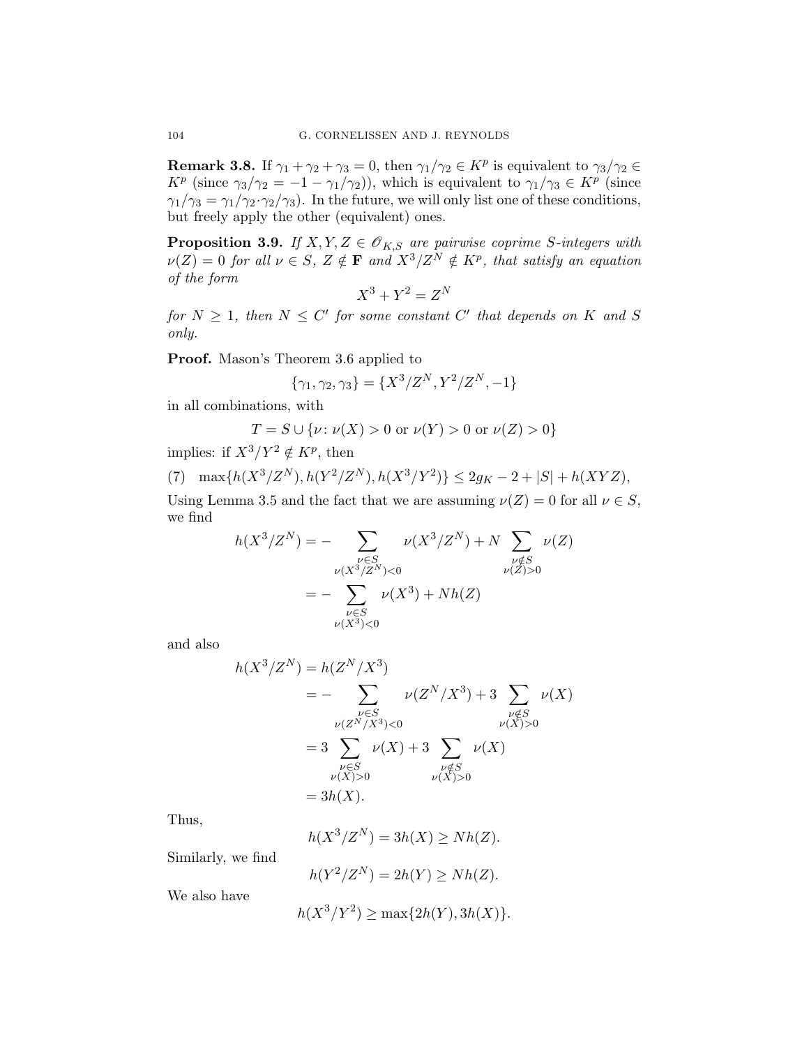**Remark 3.8.** If $\gamma_1 + \gamma_2 + \gamma_3 = 0$, then $\gamma_1/\gamma_2 \in K^p$ is equivalent to $\gamma_3/\gamma_2 \in K^p$ (since $\gamma_3/\gamma_2 = -1 - \gamma_1/\gamma_2)$), which is equivalent to $\gamma_1/\gamma_3 \in K^p$ (since $\gamma_1/\gamma_3 = \gamma_1/\gamma_2 \cdot \gamma_2/\gamma_3$). In the future, we will only list one of these conditions, but freely apply the other (equivalent) ones.

**Proposition 3.9.** *If $X, Y, Z \in \mathscr{O}_{K,S}$ are pairwise coprime $S$-integers with $\nu(Z) = 0$ for all $\nu \in S$, $Z \notin \mathbf{F}$ and $X^3/Z^N \notin K^p$, that satisfy an equation of the form*

$$X^3 + Y^2 = Z^N$$

*for $N \geq 1$, then $N \leq C'$ for some constant $C'$ that depends on $K$ and $S$ only.*

**Proof.** Mason's Theorem 3.6 applied to

$$\{\gamma_1, \gamma_2, \gamma_3\} = \{X^3/Z^N, Y^2/Z^N, -1\}$$

in all combinations, with

$$T = S \cup \{\nu \colon \nu(X) > 0 \text{ or } \nu(Y) > 0 \text{ or } \nu(Z) > 0\}$$

implies: if $X^3/Y^2 \notin K^p$, then

$$\max\{h(X^3/Z^N), h(Y^2/Z^N), h(X^3/Y^2)\} \leq 2g_K - 2 + |S| + h(XYZ), \tag{7}$$

Using Lemma 3.5 and the fact that we are assuming $\nu(Z) = 0$ for all $\nu \in S$, we find

$$\begin{aligned} h(X^3/Z^N) &= - \sum_{\substack{\nu \in S \\ \nu(X^3/Z^N) < 0}} \nu(X^3/Z^N) + N \sum_{\substack{\nu \notin S \\ \nu(Z) > 0}} \nu(Z) \\ &= - \sum_{\substack{\nu \in S \\ \nu(X^3) < 0}} \nu(X^3) + Nh(Z) \end{aligned}$$

and also

$$\begin{aligned} h(X^3/Z^N) &= h(Z^N/X^3) \\ &= - \sum_{\substack{\nu \in S \\ \nu(Z^N/X^3) < 0}} \nu(Z^N/X^3) + 3 \sum_{\substack{\nu \notin S \\ \nu(X) > 0}} \nu(X) \\ &= 3 \sum_{\substack{\nu \in S \\ \nu(X) > 0}} \nu(X) + 3 \sum_{\substack{\nu \notin S \\ \nu(X) > 0}} \nu(X) \\ &= 3h(X). \end{aligned}$$

Thus,

$$h(X^3/Z^N) = 3h(X) \geq Nh(Z).$$

Similarly, we find

$$h(Y^2/Z^N) = 2h(Y) \geq Nh(Z).$$

We also have

$$h(X^3/Y^2) \geq \max\{2h(Y), 3h(X)\}.$$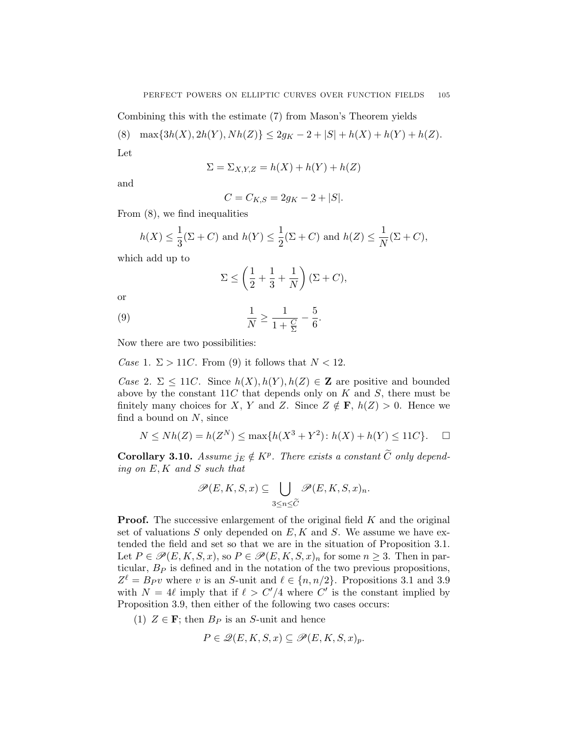Combining this with the estimate (7) from Mason's Theorem yields

$$\max\{3h(X), 2h(Y), Nh(Z)\} \leq 2g_K - 2 + |S| + h(X) + h(Y) + h(Z). \tag{8}$$

Let

$$\Sigma = \Sigma_{X,Y,Z} = h(X) + h(Y) + h(Z)$$

and

$$C = C_{K,S} = 2g_K - 2 + |S|.$$

From (8), we find inequalities

$$h(X) \leq \frac{1}{3}(\Sigma + C) \text{ and } h(Y) \leq \frac{1}{2}(\Sigma + C) \text{ and } h(Z) \leq \frac{1}{N}(\Sigma + C),$$

which add up to

$$\Sigma \leq \left(\frac{1}{2} + \frac{1}{3} + \frac{1}{N}\right)(\Sigma + C),$$

or

$$\frac{1}{N} \geq \frac{1}{1 + \frac{C}{\Sigma}} - \frac{5}{6}. \tag{9}$$

Now there are two possibilities:

*Case* 1. $\Sigma > 11C$. From (9) it follows that $N < 12$.

*Case* 2. $\Sigma \leq 11C$. Since $h(X), h(Y), h(Z) \in \mathbf{Z}$ are positive and bounded above by the constant $11C$ that depends only on $K$ and $S$, there must be finitely many choices for $X$, $Y$ and $Z$. Since $Z \notin \mathbf{F}$, $h(Z) > 0$. Hence we find a bound on $N$, since

$$N \leq Nh(Z) = h(Z^N) \leq \max\{h(X^3 + Y^2) \colon h(X) + h(Y) \leq 11C\}. \quad \square$$

**Corollary 3.10.** *Assume $j_E \notin K^p$. There exists a constant $\widetilde{C}$ only depending on $E, K$ and $S$ such that*

$$\mathscr{P}(E, K, S, x) \subseteq \bigcup_{3 \leq n \leq \widetilde{C}} \mathscr{P}(E, K, S, x)_n.$$

**Proof.** The successive enlargement of the original field $K$ and the original set of valuations $S$ only depended on $E, K$ and $S$. We assume we have extended the field and set so that we are in the situation of Proposition 3.1. Let $P \in \mathscr{P}(E, K, S, x)$, so $P \in \mathscr{P}(E, K, S, x)_n$ for some $n \geq 3$. Then in particular, $B_P$ is defined and in the notation of the two previous propositions, $Z^\ell = B_P v$ where $v$ is an $S$-unit and $\ell \in \{n, n/2\}$. Propositions 3.1 and 3.9 with $N = 4\ell$ imply that if $\ell > C'/4$ where $C'$ is the constant implied by Proposition 3.9, then either of the following two cases occurs:

(1) $Z \in \mathbf{F}$; then $B_P$ is an $S$-unit and hence

$$P \in \mathscr{Q}(E, K, S, x) \subseteq \mathscr{P}(E, K, S, x)_p.$$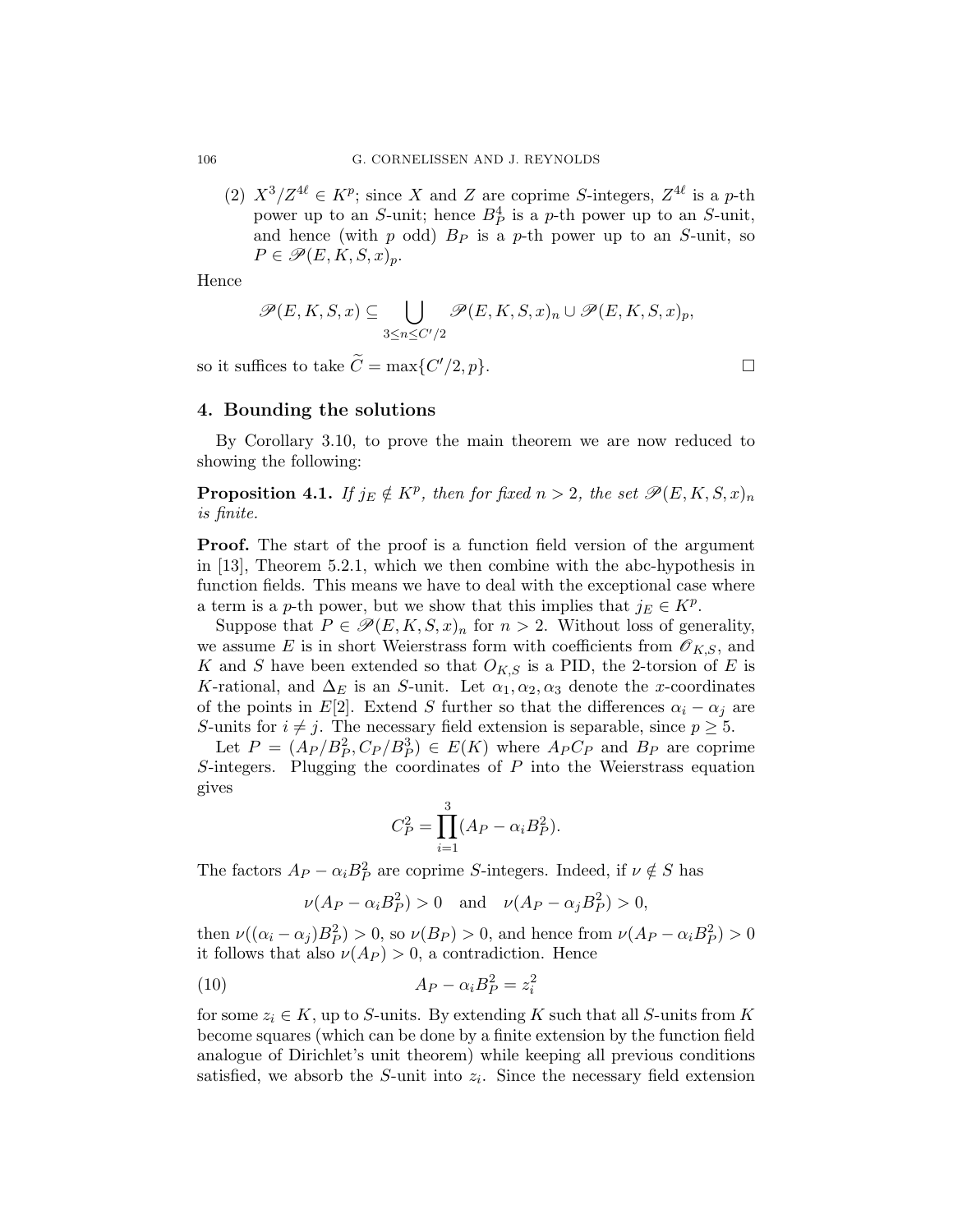(2) $X^3/Z^{4\ell} \in K^p$; since $X$ and $Z$ are coprime $S$-integers, $Z^{4\ell}$ is a $p$-th power up to an $S$-unit; hence $B_P^4$ is a $p$-th power up to an $S$-unit, and hence (with $p$ odd) $B_P$ is a $p$-th power up to an $S$-unit, so $P \in \mathscr{P}(E,K,S,x)_p$.

Hence

$$\mathscr{P}(E,K,S,x) \subseteq \bigcup_{3 \leq n \leq C'/2} \mathscr{P}(E,K,S,x)_n \cup \mathscr{P}(E,K,S,x)_p,$$

so it suffices to take $\widetilde{C} = \max\{C'/2, p\}$. $\square$

## 4. Bounding the solutions

By Corollary 3.10, to prove the main theorem we are now reduced to showing the following:

**Proposition 4.1.** *If $j_E \notin K^p$, then for fixed $n > 2$, the set $\mathscr{P}(E,K,S,x)_n$ is finite.*

**Proof.** The start of the proof is a function field version of the argument in [13], Theorem 5.2.1, which we then combine with the abc-hypothesis in function fields. This means we have to deal with the exceptional case where a term is a $p$-th power, but we show that this implies that $j_E \in K^p$.

Suppose that $P \in \mathscr{P}(E,K,S,x)_n$ for $n > 2$. Without loss of generality, we assume $E$ is in short Weierstrass form with coefficients from $\mathscr{O}_{K,S}$, and $K$ and $S$ have been extended so that $O_{K,S}$ is a PID, the 2-torsion of $E$ is $K$-rational, and $\Delta_E$ is an $S$-unit. Let $\alpha_1, \alpha_2, \alpha_3$ denote the $x$-coordinates of the points in $E[2]$. Extend $S$ further so that the differences $\alpha_i - \alpha_j$ are $S$-units for $i \neq j$. The necessary field extension is separable, since $p \geq 5$.

Let $P = (A_P/B_P^2, C_P/B_P^3) \in E(K)$ where $A_P C_P$ and $B_P$ are coprime $S$-integers. Plugging the coordinates of $P$ into the Weierstrass equation gives

$$C_P^2 = \prod_{i=1}^{3}(A_P - \alpha_i B_P^2).$$

The factors $A_P - \alpha_i B_P^2$ are coprime $S$-integers. Indeed, if $\nu \notin S$ has

$$\nu(A_P - \alpha_i B_P^2) > 0 \quad \text{and} \quad \nu(A_P - \alpha_j B_P^2) > 0,$$

then $\nu((\alpha_i - \alpha_j)B_P^2) > 0$, so $\nu(B_P) > 0$, and hence from $\nu(A_P - \alpha_i B_P^2) > 0$ it follows that also $\nu(A_P) > 0$, a contradiction. Hence

$$A_P - \alpha_i B_P^2 = z_i^2 \tag{10}$$

for some $z_i \in K$, up to $S$-units. By extending $K$ such that all $S$-units from $K$ become squares (which can be done by a finite extension by the function field analogue of Dirichlet's unit theorem) while keeping all previous conditions satisfied, we absorb the $S$-unit into $z_i$. Since the necessary field extension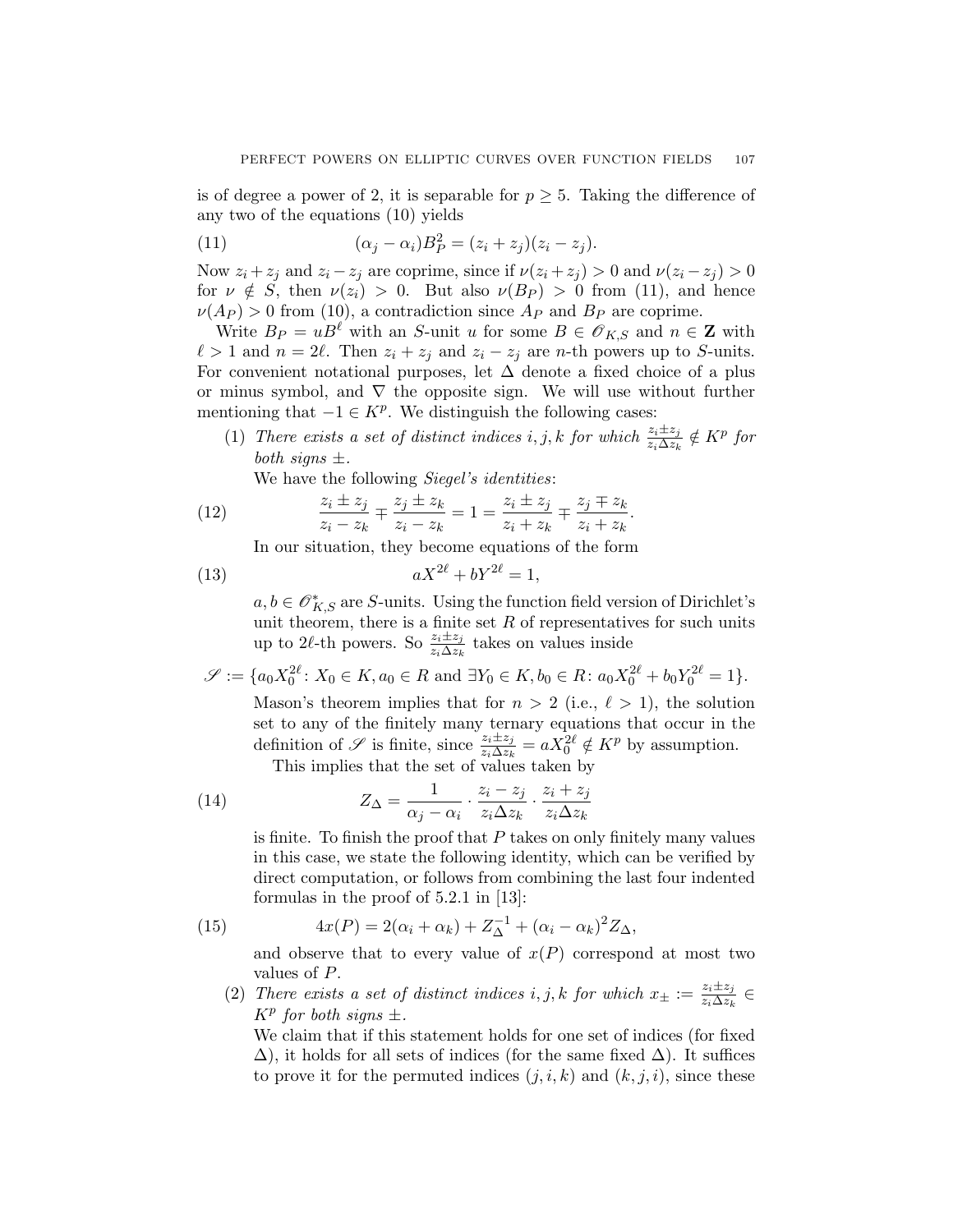is of degree a power of 2, it is separable for $p \geq 5$. Taking the difference of any two of the equations (10) yields

$$(\alpha_j - \alpha_i)B_P^2 = (z_i + z_j)(z_i - z_j). \tag{11}$$

Now $z_i + z_j$ and $z_i - z_j$ are coprime, since if $\nu(z_i + z_j) > 0$ and $\nu(z_i - z_j) > 0$ for $\nu \notin S$, then $\nu(z_i) > 0$. But also $\nu(B_P) > 0$ from (11), and hence $\nu(A_P) > 0$ from (10), a contradiction since $A_P$ and $B_P$ are coprime.

Write $B_P = uB^\ell$ with an $S$-unit $u$ for some $B \in \mathscr{O}_{K,S}$ and $n \in \mathbf{Z}$ with $\ell > 1$ and $n = 2\ell$. Then $z_i + z_j$ and $z_i - z_j$ are $n$-th powers up to $S$-units. For convenient notational purposes, let $\Delta$ denote a fixed choice of a plus or minus symbol, and $\nabla$ the opposite sign. We will use without further mentioning that $-1 \in K^p$. We distinguish the following cases:

(1) *There exists a set of distinct indices $i, j, k$ for which $\frac{z_i \pm z_j}{z_i \Delta z_k} \notin K^p$ for both signs $\pm$.*

We have the following *Siegel's identities*:

$$\frac{z_i \pm z_j}{z_i - z_k} \mp \frac{z_j \pm z_k}{z_i - z_k} = 1 = \frac{z_i \pm z_j}{z_i + z_k} \mp \frac{z_j \mp z_k}{z_i + z_k}. \tag{12}$$

In our situation, they become equations of the form

$$aX^{2\ell} + bY^{2\ell} = 1, \tag{13}$$

$a, b \in \mathscr{O}_{K,S}^*$ are $S$-units. Using the function field version of Dirichlet's unit theorem, there is a finite set $R$ of representatives for such units up to $2\ell$-th powers. So $\frac{z_i \pm z_j}{z_i \Delta z_k}$ takes on values inside

$$\mathscr{S} := \{a_0 X_0^{2\ell} \colon X_0 \in K, a_0 \in R \text{ and } \exists Y_0 \in K, b_0 \in R \colon a_0 X_0^{2\ell} + b_0 Y_0^{2\ell} = 1\}.$$

Mason's theorem implies that for $n > 2$ (i.e., $\ell > 1$), the solution set to any of the finitely many ternary equations that occur in the definition of $\mathscr{S}$ is finite, since $\frac{z_i \pm z_j}{z_i \Delta z_k} = aX_0^{2\ell} \notin K^p$ by assumption.

This implies that the set of values taken by

$$Z_\Delta = \frac{1}{\alpha_j - \alpha_i} \cdot \frac{z_i - z_j}{z_i \Delta z_k} \cdot \frac{z_i + z_j}{z_i \Delta z_k} \tag{14}$$

is finite. To finish the proof that $P$ takes on only finitely many values in this case, we state the following identity, which can be verified by direct computation, or follows from combining the last four indented formulas in the proof of 5.2.1 in [13]:

$$4x(P) = 2(\alpha_i + \alpha_k) + Z_\Delta^{-1} + (\alpha_i - \alpha_k)^2 Z_\Delta, \tag{15}$$

and observe that to every value of $x(P)$ correspond at most two values of $P$.

(2) *There exists a set of distinct indices $i, j, k$ for which $x_\pm := \frac{z_i \pm z_j}{z_i \Delta z_k} \in K^p$ for both signs $\pm$.*

We claim that if this statement holds for one set of indices (for fixed $\Delta$), it holds for all sets of indices (for the same fixed $\Delta$). It suffices to prove it for the permuted indices $(j, i, k)$ and $(k, j, i)$, since these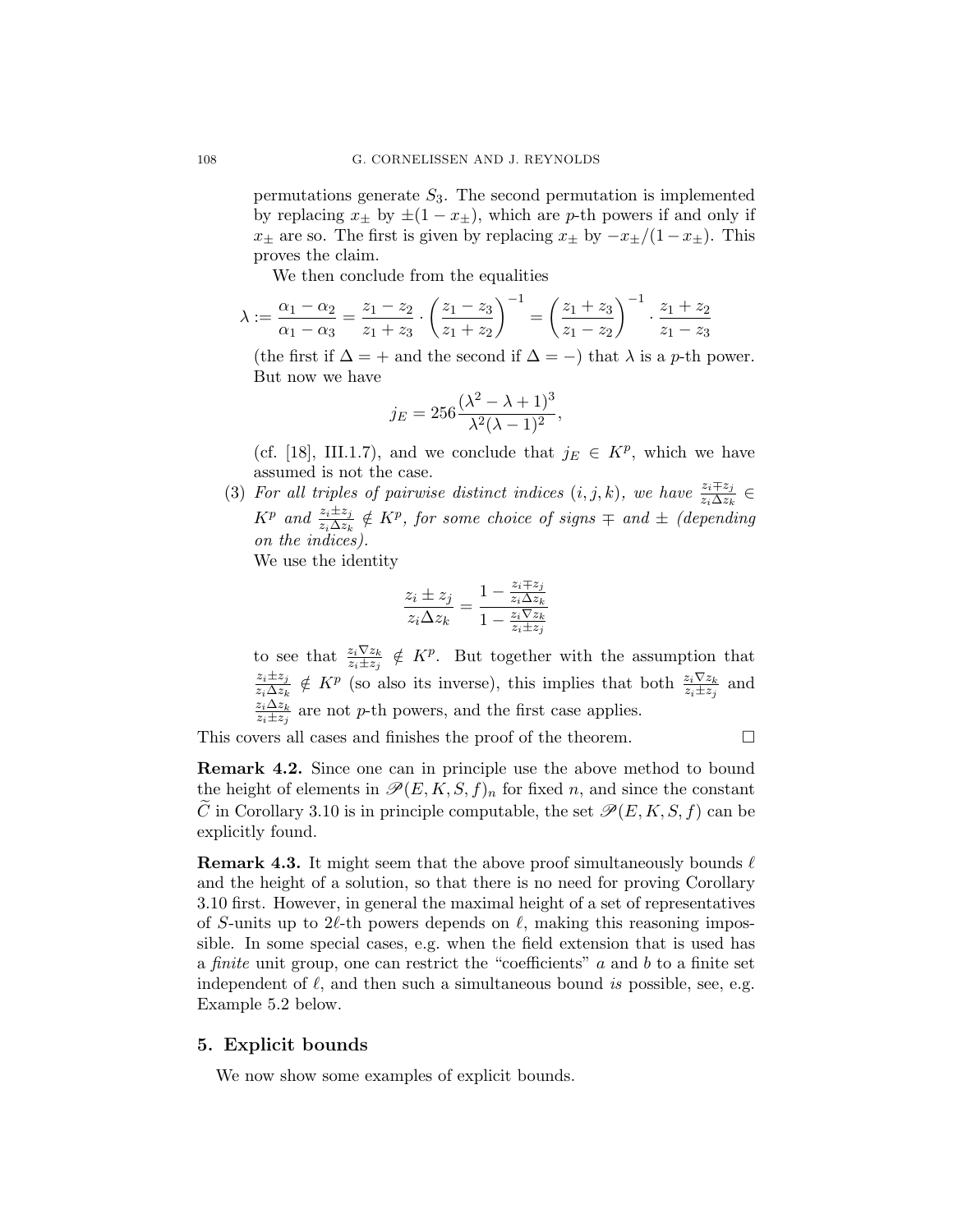permutations generate $S_3$. The second permutation is implemented by replacing $x_\pm$ by $\pm(1-x_\pm)$, which are $p$-th powers if and only if $x_\pm$ are so. The first is given by replacing $x_\pm$ by $-x_\pm/(1-x_\pm)$. This proves the claim.

We then conclude from the equalities

$$\lambda := \frac{\alpha_1-\alpha_2}{\alpha_1-\alpha_3} = \frac{z_1-z_2}{z_1+z_3}\cdot\left(\frac{z_1-z_3}{z_1+z_2}\right)^{-1} = \left(\frac{z_1+z_3}{z_1-z_2}\right)^{-1}\cdot\frac{z_1+z_2}{z_1-z_3}$$

(the first if $\Delta = +$ and the second if $\Delta = -$) that $\lambda$ is a $p$-th power. But now we have

$$j_E = 256\frac{(\lambda^2-\lambda+1)^3}{\lambda^2(\lambda-1)^2},$$

(cf. [18], III.1.7), and we conclude that $j_E \in K^p$, which we have assumed is not the case.

(3) *For all triples of pairwise distinct indices $(i,j,k)$, we have $\frac{z_i \mp z_j}{z_i \Delta z_k} \in K^p$ and $\frac{z_i \pm z_j}{z_i \Delta z_k} \notin K^p$, for some choice of signs $\mp$ and $\pm$ (depending on the indices).*

We use the identity

$$\frac{z_i \pm z_j}{z_i \Delta z_k} = \frac{1-\frac{z_i \mp z_j}{z_i \Delta z_k}}{1-\frac{z_i \nabla z_k}{z_i \pm z_j}}$$

to see that $\frac{z_i \nabla z_k}{z_i \pm z_j} \notin K^p$. But together with the assumption that $\frac{z_i \pm z_j}{z_i \Delta z_k} \notin K^p$ (so also its inverse), this implies that both $\frac{z_i \nabla z_k}{z_i \pm z_j}$ and $\frac{z_i \Delta z_k}{z_i \pm z_j}$ are not $p$-th powers, and the first case applies.

This covers all cases and finishes the proof of the theorem. □

**Remark 4.2.** Since one can in principle use the above method to bound the height of elements in $\mathscr{P}(E,K,S,f)_n$ for fixed $n$, and since the constant $\widetilde{C}$ in Corollary 3.10 is in principle computable, the set $\mathscr{P}(E,K,S,f)$ can be explicitly found.

**Remark 4.3.** It might seem that the above proof simultaneously bounds $\ell$ and the height of a solution, so that there is no need for proving Corollary 3.10 first. However, in general the maximal height of a set of representatives of $S$-units up to $2\ell$-th powers depends on $\ell$, making this reasoning impossible. In some special cases, e.g. when the field extension that is used has a *finite* unit group, one can restrict the "coefficients" $a$ and $b$ to a finite set independent of $\ell$, and then such a simultaneous bound *is* possible, see, e.g. Example 5.2 below.

## 5. Explicit bounds

We now show some examples of explicit bounds.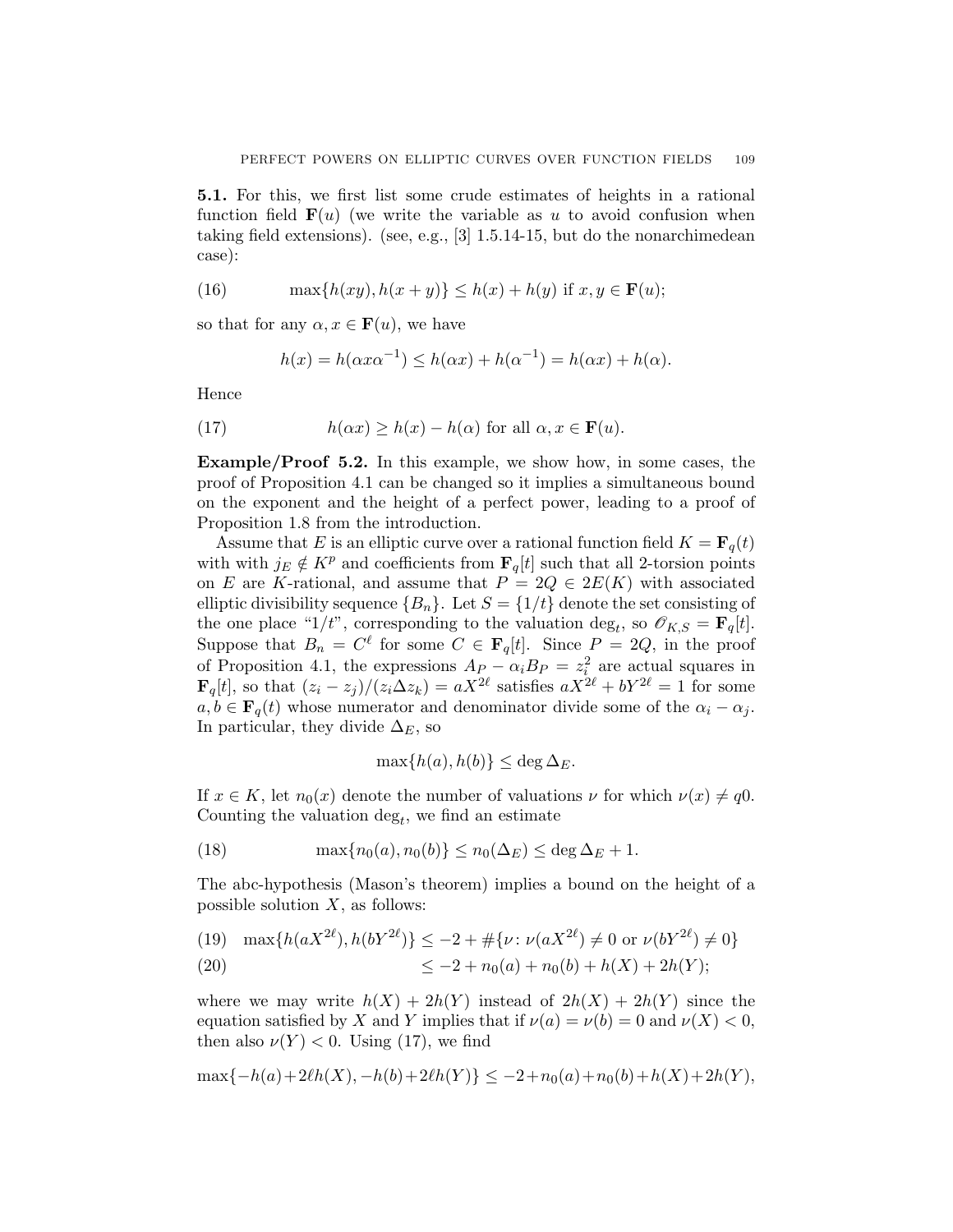**5.1.** For this, we first list some crude estimates of heights in a rational function field $\mathbf{F}(u)$ (we write the variable as $u$ to avoid confusion when taking field extensions). (see, e.g., [3] 1.5.14-15, but do the nonarchimedean case):

$$\max\{h(xy), h(x+y)\} \leq h(x) + h(y) \text{ if } x, y \in \mathbf{F}(u); \tag{16}$$

so that for any $\alpha, x \in \mathbf{F}(u)$, we have

$$h(x) = h(\alpha x \alpha^{-1}) \leq h(\alpha x) + h(\alpha^{-1}) = h(\alpha x) + h(\alpha).$$

Hence

$$h(\alpha x) \geq h(x) - h(\alpha) \text{ for all } \alpha, x \in \mathbf{F}(u). \tag{17}$$

**Example/Proof 5.2.** In this example, we show how, in some cases, the proof of Proposition 4.1 can be changed so it implies a simultaneous bound on the exponent and the height of a perfect power, leading to a proof of Proposition 1.8 from the introduction.

Assume that $E$ is an elliptic curve over a rational function field $K = \mathbf{F}_q(t)$ with with $j_E \notin K^p$ and coefficients from $\mathbf{F}_q[t]$ such that all 2-torsion points on $E$ are $K$-rational, and assume that $P = 2Q \in 2E(K)$ with associated elliptic divisibility sequence $\{B_n\}$. Let $S = \{1/t\}$ denote the set consisting of the one place "$1/t$", corresponding to the valuation $\deg_t$, so $\mathscr{O}_{K,S} = \mathbf{F}_q[t]$. Suppose that $B_n = C^\ell$ for some $C \in \mathbf{F}_q[t]$. Since $P = 2Q$, in the proof of Proposition 4.1, the expressions $A_P - \alpha_i B_P = z_i^2$ are actual squares in $\mathbf{F}_q[t]$, so that $(z_i - z_j)/(z_i \Delta z_k) = aX^{2\ell}$ satisfies $aX^{2\ell} + bY^{2\ell} = 1$ for some $a, b \in \mathbf{F}_q(t)$ whose numerator and denominator divide some of the $\alpha_i - \alpha_j$. In particular, they divide $\Delta_E$, so

$$\max\{h(a), h(b)\} \leq \deg \Delta_E.$$

If $x \in K$, let $n_0(x)$ denote the number of valuations $\nu$ for which $\nu(x) \neq q0$. Counting the valuation $\deg_t$, we find an estimate

$$\max\{n_0(a), n_0(b)\} \leq n_0(\Delta_E) \leq \deg \Delta_E + 1. \tag{18}$$

The abc-hypothesis (Mason's theorem) implies a bound on the height of a possible solution $X$, as follows:

$$\max\{h(aX^{2\ell}), h(bY^{2\ell})\} \leq -2 + \#\{\nu \colon \nu(aX^{2\ell}) \neq 0 \text{ or } \nu(bY^{2\ell}) \neq 0\} \tag{19}$$

$$\leq -2 + n_0(a) + n_0(b) + h(X) + 2h(Y); \tag{20}$$

where we may write $h(X) + 2h(Y)$ instead of $2h(X) + 2h(Y)$ since the equation satisfied by $X$ and $Y$ implies that if $\nu(a) = \nu(b) = 0$ and $\nu(X) < 0$, then also $\nu(Y) < 0$. Using (17), we find

$$\max\{-h(a) + 2\ell h(X), -h(b) + 2\ell h(Y)\} \leq -2 + n_0(a) + n_0(b) + h(X) + 2h(Y),$$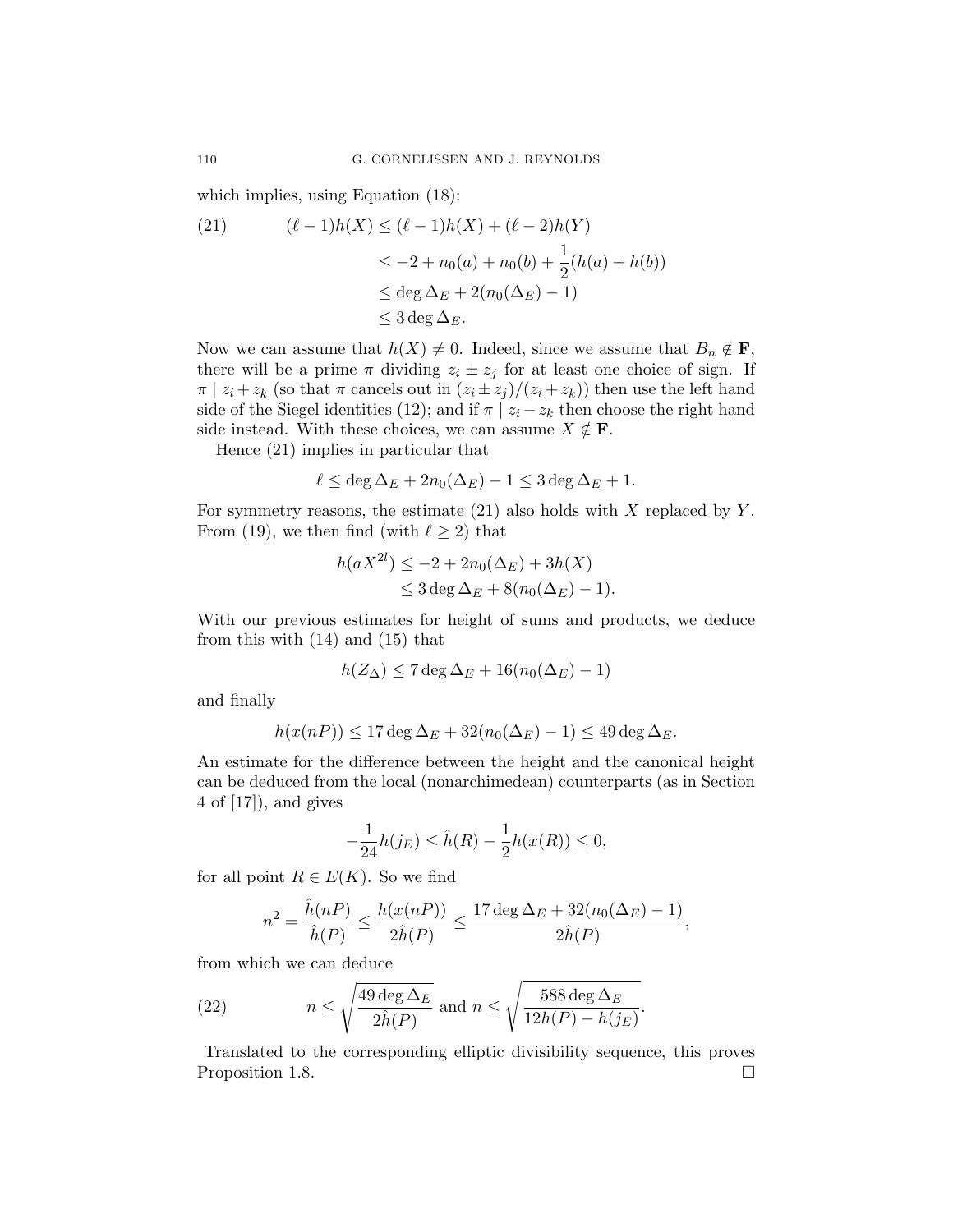which implies, using Equation (18):

$$
\begin{aligned}
(21) \qquad (\ell-1)h(X) &\leq (\ell-1)h(X) + (\ell-2)h(Y) \\
&\leq -2 + n_0(a) + n_0(b) + \frac{1}{2}(h(a)+h(b)) \\
&\leq \deg \Delta_E + 2(n_0(\Delta_E)-1) \\
&\leq 3 \deg \Delta_E.
\end{aligned}
$$

Now we can assume that $h(X) \neq 0$. Indeed, since we assume that $B_n \notin \mathbf{F}$, there will be a prime $\pi$ dividing $z_i \pm z_j$ for at least one choice of sign. If $\pi \mid z_i + z_k$ (so that $\pi$ cancels out in $(z_i \pm z_j)/(z_i + z_k)$) then use the left hand side of the Siegel identities (12); and if $\pi \mid z_i - z_k$ then choose the right hand side instead. With these choices, we can assume $X \notin \mathbf{F}$.

Hence (21) implies in particular that

$$
\ell \leq \deg \Delta_E + 2n_0(\Delta_E) - 1 \leq 3 \deg \Delta_E + 1.
$$

For symmetry reasons, the estimate (21) also holds with $X$ replaced by $Y$. From (19), we then find (with $\ell \geq 2$) that

$$
\begin{aligned}
h(aX^{2l}) &\leq -2 + 2n_0(\Delta_E) + 3h(X) \\
&\leq 3 \deg \Delta_E + 8(n_0(\Delta_E)-1).
\end{aligned}
$$

With our previous estimates for height of sums and products, we deduce from this with (14) and (15) that

$$
h(Z_\Delta) \leq 7 \deg \Delta_E + 16(n_0(\Delta_E)-1)
$$

and finally

$$
h(x(nP)) \leq 17 \deg \Delta_E + 32(n_0(\Delta_E)-1) \leq 49 \deg \Delta_E.
$$

An estimate for the difference between the height and the canonical height can be deduced from the local (nonarchimedean) counterparts (as in Section 4 of [17]), and gives

$$
-\frac{1}{24}h(j_E) \leq \hat{h}(R) - \frac{1}{2}h(x(R)) \leq 0,
$$

for all point $R \in E(K)$. So we find

$$
n^2 = \frac{\hat{h}(nP)}{\hat{h}(P)} \leq \frac{h(x(nP))}{2\hat{h}(P)} \leq \frac{17 \deg \Delta_E + 32(n_0(\Delta_E)-1)}{2\hat{h}(P)},
$$

from which we can deduce

$$
(22) \qquad n \leq \sqrt{\frac{49 \deg \Delta_E}{2\hat{h}(P)}} \text{ and } n \leq \sqrt{\frac{588 \deg \Delta_E}{12h(P) - h(j_E)}}.
$$

Translated to the corresponding elliptic divisibility sequence, this proves Proposition 1.8. $\square$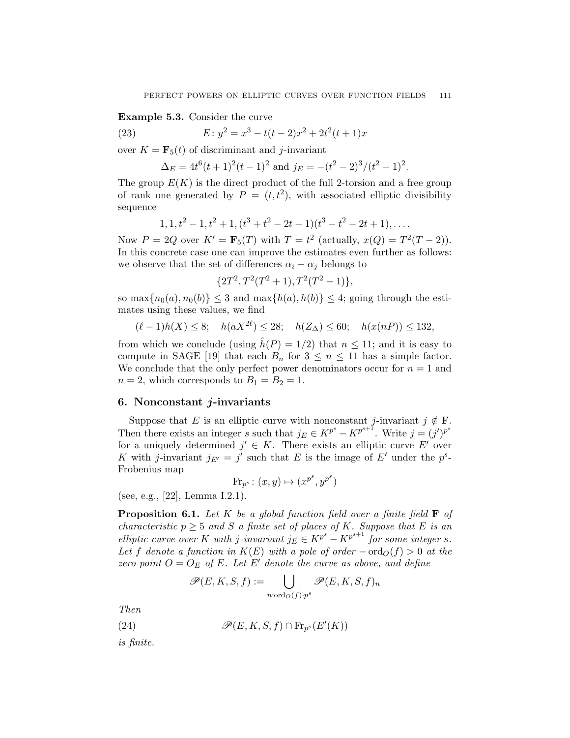**Example 5.3.** Consider the curve

$$E\colon y^2 = x^3 - t(t-2)x^2 + 2t^2(t+1)x \tag{23}$$

over $K = \mathbf{F}_5(t)$ of discriminant and $j$-invariant

$$\Delta_E = 4t^6(t+1)^2(t-1)^2 \text{ and } j_E = -(t^2-2)^3/(t^2-1)^2.$$

The group $E(K)$ is the direct product of the full 2-torsion and a free group of rank one generated by $P = (t, t^2)$, with associated elliptic divisibility sequence

$$1, 1, t^2-1, t^2+1, (t^3+t^2-2t-1)(t^3-t^2-2t+1), \ldots.$$

Now $P = 2Q$ over $K' = \mathbf{F}_5(T)$ with $T = t^2$ (actually, $x(Q) = T^2(T-2)$). In this concrete case one can improve the estimates even further as follows: we observe that the set of differences $\alpha_i - \alpha_j$ belongs to

$$\{2T^2, T^2(T^2+1), T^2(T^2-1)\},$$

so $\max\{n_0(a), n_0(b)\} \leq 3$ and $\max\{h(a), h(b)\} \leq 4$; going through the estimates using these values, we find

$$(\ell-1)h(X) \leq 8; \quad h(aX^{2\ell}) \leq 28; \quad h(Z_\Delta) \leq 60; \quad h(x(nP)) \leq 132,$$

from which we conclude (using $\hat{h}(P) = 1/2$) that $n \leq 11$; and it is easy to compute in SAGE [19] that each $B_n$ for $3 \leq n \leq 11$ has a simple factor. We conclude that the only perfect power denominators occur for $n = 1$ and $n = 2$, which corresponds to $B_1 = B_2 = 1$.

## 6. Nonconstant $j$-invariants

Suppose that $E$ is an elliptic curve with nonconstant $j$-invariant $j \notin \mathbf{F}$. Then there exists an integer $s$ such that $j_E \in K^{p^s} - K^{p^{s+1}}$. Write $j = (j')^{p^s}$ for a uniquely determined $j' \in K$. There exists an elliptic curve $E'$ over $K$ with $j$-invariant $j_{E'} = j'$ such that $E$ is the image of $E'$ under the $p^s$-Frobenius map

$$\mathrm{Fr}_{p^s}\colon (x, y) \mapsto (x^{p^s}, y^{p^s})$$

(see, e.g., [22], Lemma I.2.1).

**Proposition 6.1.** *Let $K$ be a global function field over a finite field $\mathbf{F}$ of characteristic $p \geq 5$ and $S$ a finite set of places of $K$. Suppose that $E$ is an elliptic curve over $K$ with $j$-invariant $j_E \in K^{p^s} - K^{p^{s+1}}$ for some integer $s$. Let $f$ denote a function in $K(E)$ with a pole of order $-\mathrm{ord}_O(f) > 0$ at the zero point $O = O_E$ of $E$. Let $E'$ denote the curve as above, and define*

$$\mathscr{P}(E, K, S, f) := \bigcup_{n \nmid \mathrm{ord}_O(f) \cdot p^s} \mathscr{P}(E, K, S, f)_n$$

*Then*

$$\mathscr{P}(E, K, S, f) \cap \mathrm{Fr}_{p^s}(E'(K)) \tag{24}$$

*is finite.*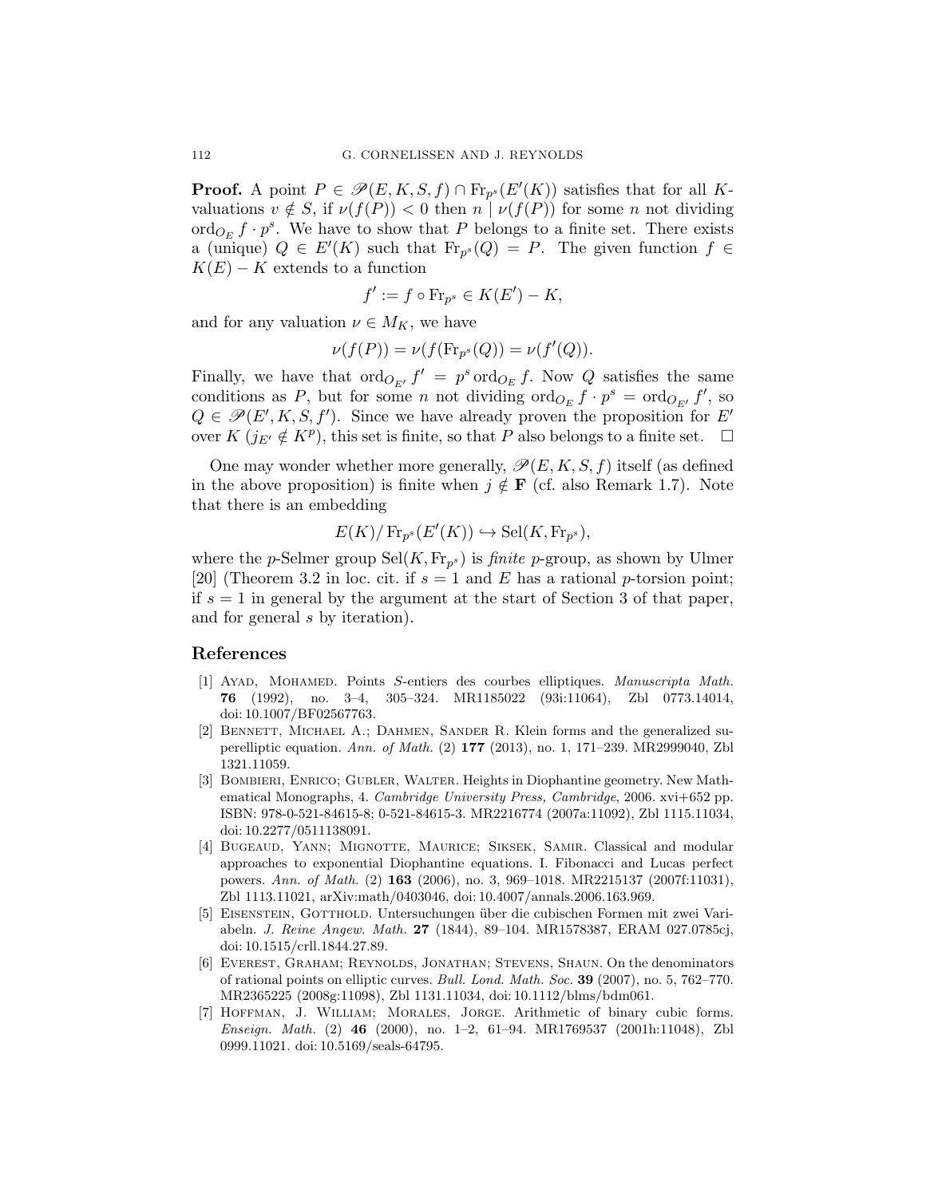**Proof.** A point $P \in \mathscr{P}(E, K, S, f) \cap \mathrm{Fr}_{p^s}(E'(K))$ satisfies that for all $K$-valuations $v \notin S$, if $\nu(f(P)) < 0$ then $n \mid \nu(f(P))$ for some $n$ not dividing $\mathrm{ord}_{O_E} f \cdot p^s$. We have to show that $P$ belongs to a finite set. There exists a (unique) $Q \in E'(K)$ such that $\mathrm{Fr}_{p^s}(Q) = P$. The given function $f \in K(E) - K$ extends to a function

$$f' := f \circ \mathrm{Fr}_{p^s} \in K(E') - K,$$

and for any valuation $\nu \in M_K$, we have

$$\nu(f(P)) = \nu(f(\mathrm{Fr}_{p^s}(Q)) = \nu(f'(Q)).$$

Finally, we have that $\mathrm{ord}_{O_{E'}} f' = p^s \,\mathrm{ord}_{O_E} f$. Now $Q$ satisfies the same conditions as $P$, but for some $n$ not dividing $\mathrm{ord}_{O_E} f \cdot p^s = \mathrm{ord}_{O_{E'}} f'$, so $Q \in \mathscr{P}(E', K, S, f')$. Since we have already proven the proposition for $E'$ over $K$ ($j_{E'} \notin K^p$), this set is finite, so that $P$ also belongs to a finite set. $\square$

One may wonder whether more generally, $\mathscr{P}(E, K, S, f)$ itself (as defined in the above proposition) is finite when $j \notin \mathbf{F}$ (cf. also Remark 1.7). Note that there is an embedding

$$E(K)/\,\mathrm{Fr}_{p^s}(E'(K)) \hookrightarrow \mathrm{Sel}(K, \mathrm{Fr}_{p^s}),$$

where the $p$-Selmer group $\mathrm{Sel}(K, \mathrm{Fr}_{p^s})$ is *finite* $p$-group, as shown by Ulmer [20] (Theorem 3.2 in loc. cit. if $s = 1$ and $E$ has a rational $p$-torsion point; if $s = 1$ in general by the argument at the start of Section 3 of that paper, and for general $s$ by iteration).

## References

[1] Ayad, Mohamed. Points $S$-entiers des courbes elliptiques. *Manuscripta Math.* **76** (1992), no. 3–4, 305–324. MR1185022 (93i:11064), Zbl 0773.14014, doi: 10.1007/BF02567763.

[2] Bennett, Michael A.; Dahmen, Sander R. Klein forms and the generalized superelliptic equation. *Ann. of Math.* (2) **177** (2013), no. 1, 171–239. MR2999040, Zbl 1321.11059.

[3] Bombieri, Enrico; Gubler, Walter. Heights in Diophantine geometry. New Mathematical Monographs, 4. *Cambridge University Press, Cambridge*, 2006. xvi+652 pp. ISBN: 978-0-521-84615-8; 0-521-84615-3. MR2216774 (2007a:11092), Zbl 1115.11034, doi: 10.2277/0511138091.

[4] Bugeaud, Yann; Mignotte, Maurice; Siksek, Samir. Classical and modular approaches to exponential Diophantine equations. I. Fibonacci and Lucas perfect powers. *Ann. of Math.* (2) **163** (2006), no. 3, 969–1018. MR2215137 (2007f:11031), Zbl 1113.11021, arXiv:math/0403046, doi: 10.4007/annals.2006.163.969.

[5] Eisenstein, Gotthold. Untersuchungen über die cubischen Formen mit zwei Variabeln. *J. Reine Angew. Math.* **27** (1844), 89–104. MR1578387, ERAM 027.0785cj, doi: 10.1515/crll.1844.27.89.

[6] Everest, Graham; Reynolds, Jonathan; Stevens, Shaun. On the denominators of rational points on elliptic curves. *Bull. Lond. Math. Soc.* **39** (2007), no. 5, 762–770. MR2365225 (2008g:11098), Zbl 1131.11034, doi: 10.1112/blms/bdm061.

[7] Hoffman, J. William; Morales, Jorge. Arithmetic of binary cubic forms. *Enseign. Math.* (2) **46** (2000), no. 1–2, 61–94. MR1769537 (2001h:11048), Zbl 0999.11021. doi: 10.5169/seals-64795.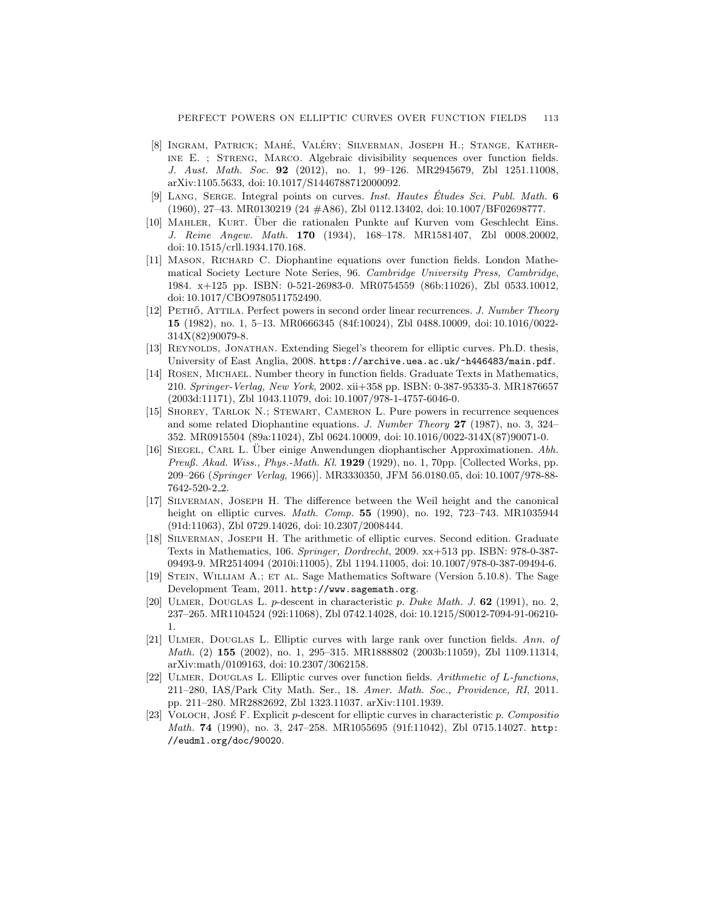[8] Ingram, Patrick; Mahé, Valéry; Silverman, Joseph H.; Stange, Katherine E. ; Streng, Marco. Algebraic divisibility sequences over function fields. *J. Aust. Math. Soc.* **92** (2012), no. 1, 99–126. MR2945679, Zbl 1251.11008, arXiv:1105.5633, doi: 10.1017/S1446788712000092.

[9] Lang, Serge. Integral points on curves. *Inst. Hautes Études Sci. Publ. Math.* **6** (1960), 27–43. MR0130219 (24 #A86), Zbl 0112.13402, doi: 10.1007/BF02698777.

[10] Mahler, Kurt. Über die rationalen Punkte auf Kurven vom Geschlecht Eins. *J. Reine Angew. Math.* **170** (1934), 168–178. MR1581407, Zbl 0008.20002, doi: 10.1515/crll.1934.170.168.

[11] Mason, Richard C. Diophantine equations over function fields. London Mathematical Society Lecture Note Series, 96. *Cambridge University Press, Cambridge*, 1984. x+125 pp. ISBN: 0-521-26983-0. MR0754559 (86b:11026), Zbl 0533.10012, doi: 10.1017/CBO9780511752490.

[12] Pethő, Attila. Perfect powers in second order linear recurrences. *J. Number Theory* **15** (1982), no. 1, 5–13. MR0666345 (84f:10024), Zbl 0488.10009, doi: 10.1016/0022-314X(82)90079-8.

[13] Reynolds, Jonathan. Extending Siegel's theorem for elliptic curves. Ph.D. thesis, University of East Anglia, 2008. https://archive.uea.ac.uk/~h446483/main.pdf.

[14] Rosen, Michael. Number theory in function fields. Graduate Texts in Mathematics, 210. *Springer-Verlag, New York*, 2002. xii+358 pp. ISBN: 0-387-95335-3. MR1876657 (2003d:11171), Zbl 1043.11079, doi: 10.1007/978-1-4757-6046-0.

[15] Shorey, Tarlok N.; Stewart, Cameron L. Pure powers in recurrence sequences and some related Diophantine equations. *J. Number Theory* **27** (1987), no. 3, 324–352. MR0915504 (89a:11024), Zbl 0624.10009, doi: 10.1016/0022-314X(87)90071-0.

[16] Siegel, Carl L. Über einige Anwendungen diophantischer Approximationen. *Abh. Preuß. Akad. Wiss., Phys.-Math. Kl.* **1929** (1929), no. 1, 70pp. [Collected Works, pp. 209–266 (*Springer Verlag*, 1966)]. MR3330350, JFM 56.0180.05, doi: 10.1007/978-88-7642-520-2_2.

[17] Silverman, Joseph H. The difference between the Weil height and the canonical height on elliptic curves. *Math. Comp.* **55** (1990), no. 192, 723–743. MR1035944 (91d:11063), Zbl 0729.14026, doi: 10.2307/2008444.

[18] Silverman, Joseph H. The arithmetic of elliptic curves. Second edition. Graduate Texts in Mathematics, 106. *Springer, Dordrecht*, 2009. xx+513 pp. ISBN: 978-0-387-09493-9. MR2514094 (2010i:11005), Zbl 1194.11005, doi: 10.1007/978-0-387-09494-6.

[19] Stein, William A.; et al. Sage Mathematics Software (Version 5.10.8). The Sage Development Team, 2011. http://www.sagemath.org.

[20] Ulmer, Douglas L. $p$-descent in characteristic $p$. *Duke Math. J.* **62** (1991), no. 2, 237–265. MR1104524 (92i:11068), Zbl 0742.14028, doi: 10.1215/S0012-7094-91-06210-1.

[21] Ulmer, Douglas L. Elliptic curves with large rank over function fields. *Ann. of Math.* (2) **155** (2002), no. 1, 295–315. MR1888802 (2003b:11059), Zbl 1109.11314, arXiv:math/0109163, doi: 10.2307/3062158.

[22] Ulmer, Douglas L. Elliptic curves over function fields. *Arithmetic of L-functions*, 211–280, IAS/Park City Math. Ser., 18. *Amer. Math. Soc., Providence, RI*, 2011. pp. 211–280. MR2882692, Zbl 1323.11037. arXiv:1101.1939.

[23] Voloch, José F. Explicit $p$-descent for elliptic curves in characteristic $p$. *Compositio Math.* **74** (1990), no. 3, 247–258. MR1055695 (91f:11042), Zbl 0715.14027. http://eudml.org/doc/90020.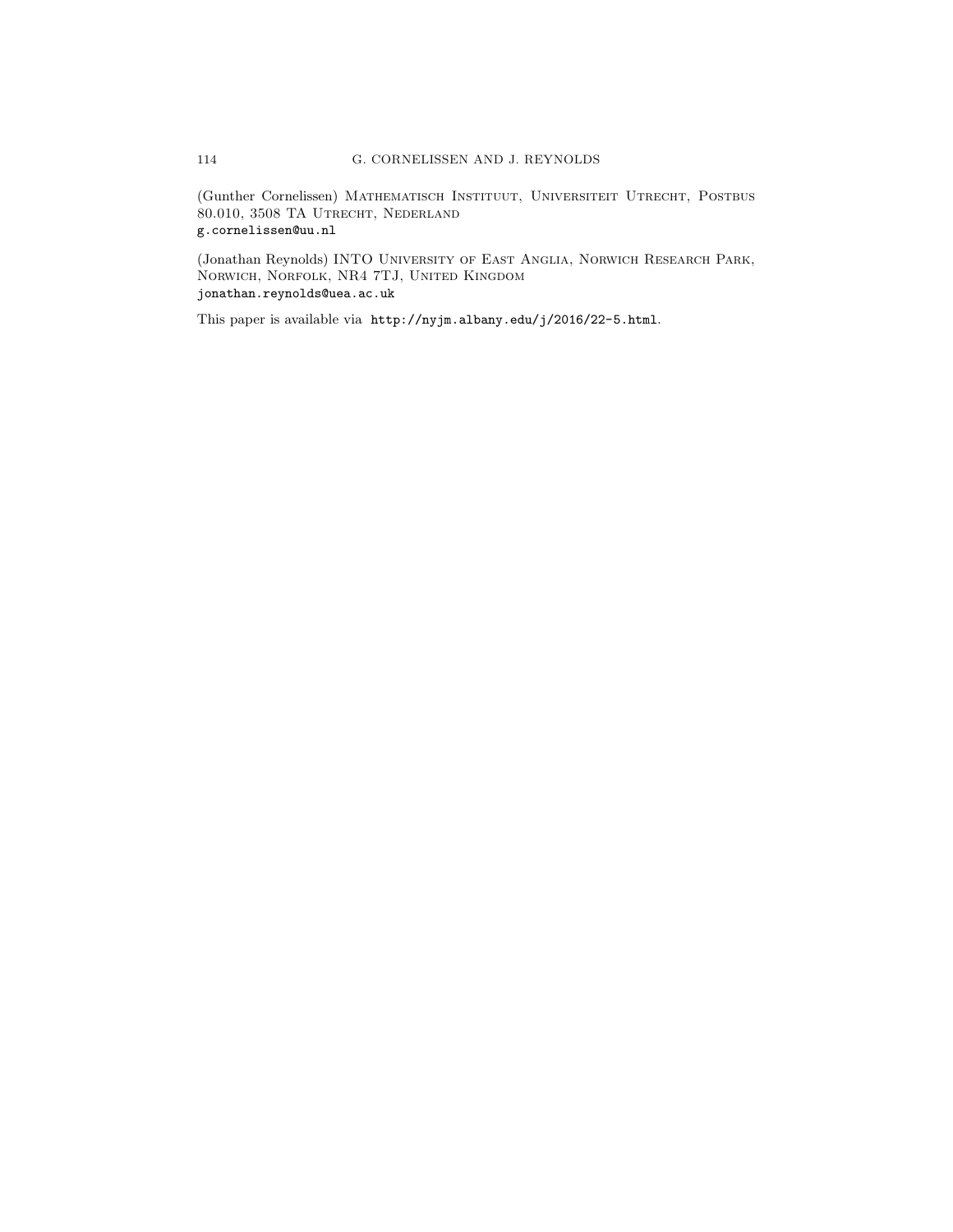(Gunther Cornelissen) Mathematisch Instituut, Universiteit Utrecht, Postbus 80.010, 3508 TA Utrecht, Nederland
g.cornelissen@uu.nl

(Jonathan Reynolds) INTO University of East Anglia, Norwich Research Park, Norwich, Norfolk, NR4 7TJ, United Kingdom
jonathan.reynolds@uea.ac.uk

This paper is available via http://nyjm.albany.edu/j/2016/22-5.html.